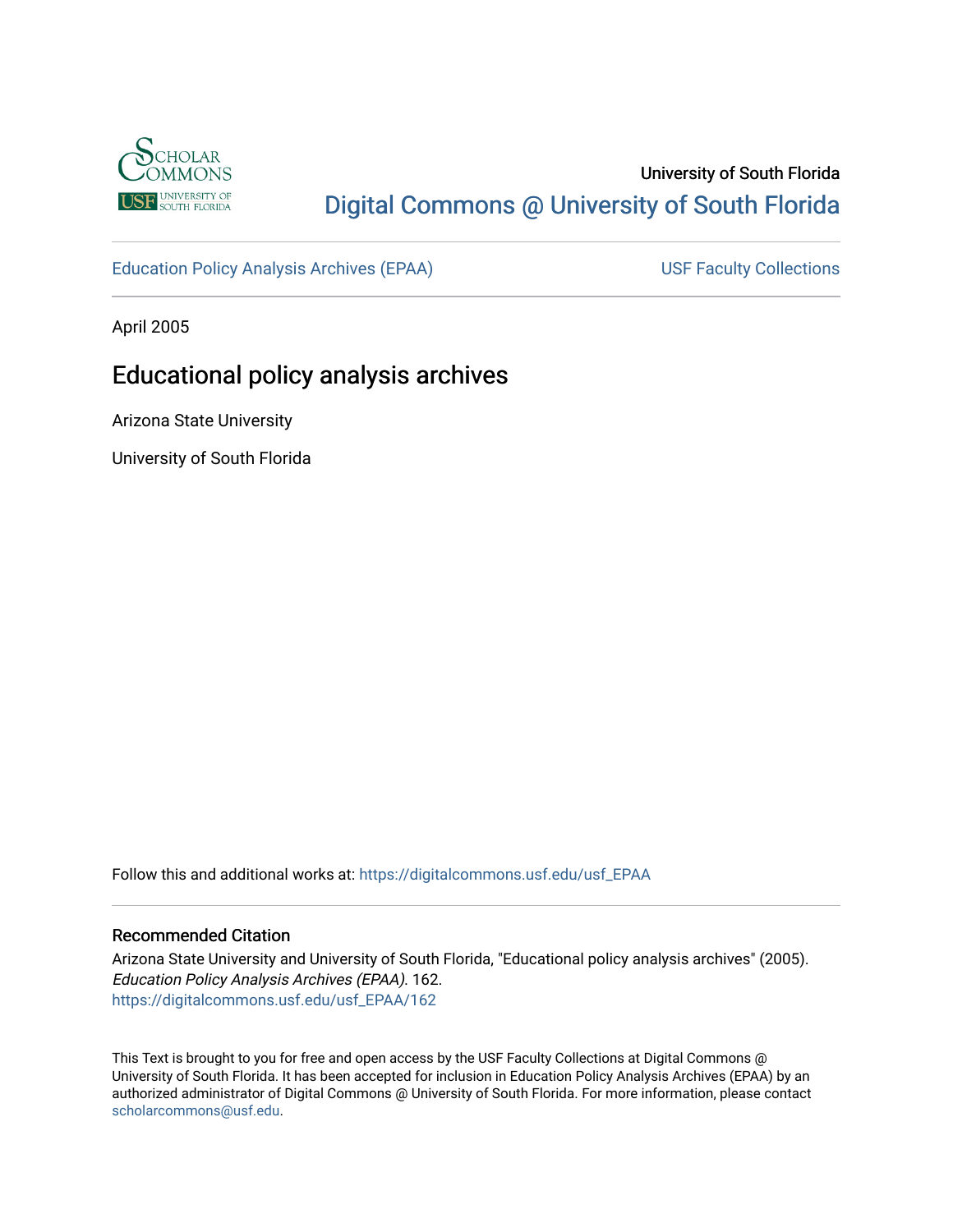University of South Florida

Digital Commons @ University of South Florida

Education Policy Analysis Archives (EPAA) USF Faculty Collections

April 2005

# Educational policy analysis archives

Arizona State University

University of South Florida

Follow this and additional works at: https://digitalcommons.usf.edu/usf_EPAA

## Recommended Citation

Arizona State University and University of South Florida, "Educational policy analysis archives" (2005). *Education Policy Analysis Archives (EPAA)*. 162.
https://digitalcommons.usf.edu/usf_EPAA/162

This Text is brought to you for free and open access by the USF Faculty Collections at Digital Commons @ University of South Florida. It has been accepted for inclusion in Education Policy Analysis Archives (EPAA) by an authorized administrator of Digital Commons @ University of South Florida. For more information, please contact scholarcommons@usf.edu.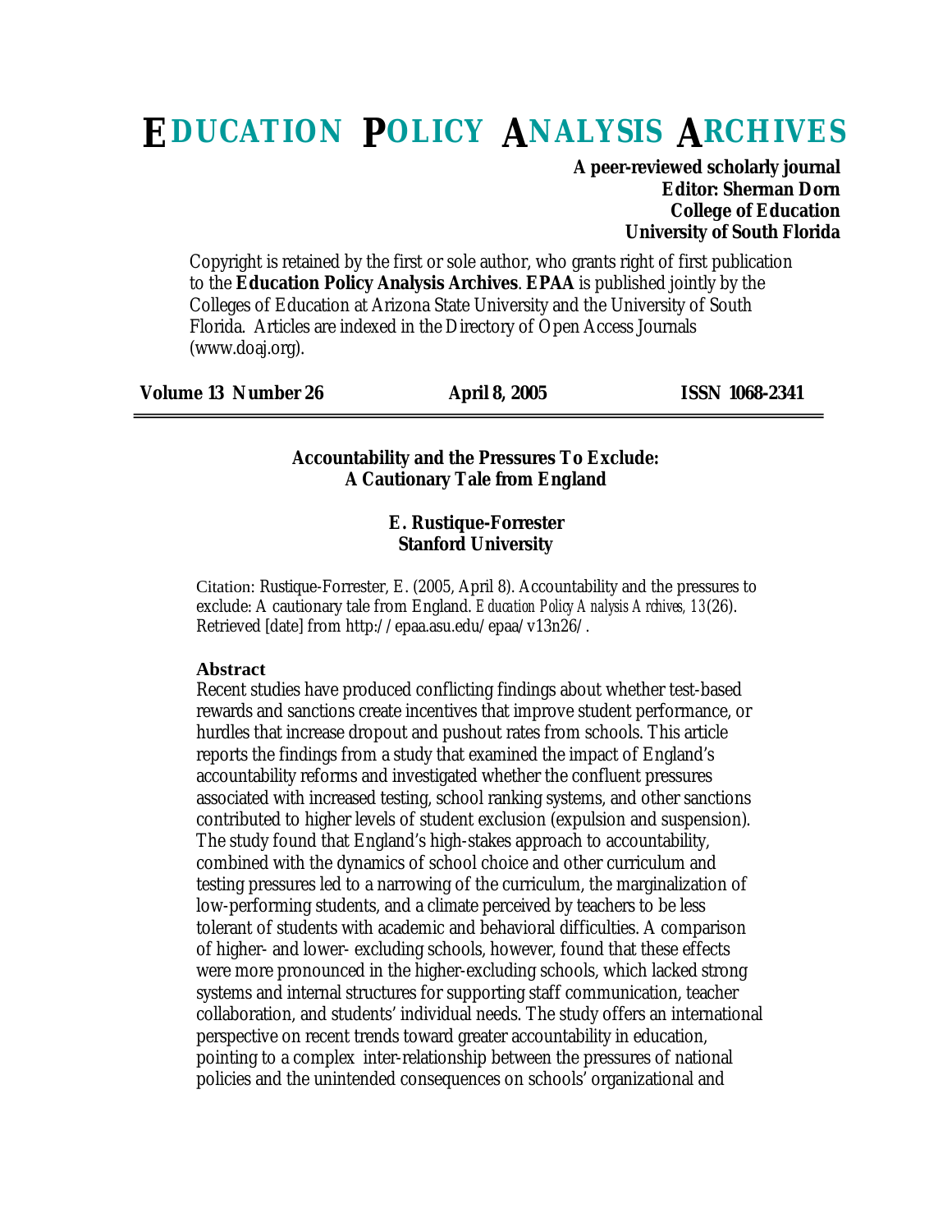# EDUCATION POLICY ANALYSIS ARCHIVES

**A peer-reviewed scholarly journal**
**Editor: Sherman Dorn**
**College of Education**
**University of South Florida**

Copyright is retained by the first or sole author, who grants right of first publication to the **Education Policy Analysis Archives**. **EPAA** is published jointly by the Colleges of Education at Arizona State University and the University of South Florida. Articles are indexed in the Directory of Open Access Journals (www.doaj.org).

**Volume 13 Number 26** | **April 8, 2005** | **ISSN 1068-2341**

---

## Accountability and the Pressures To Exclude: A Cautionary Tale from England

**E. Rustique-Forrester**
**Stanford University**

Citation: Rustique-Forrester, E. (2005, April 8). Accountability and the pressures to exclude: A cautionary tale from England. *Education Policy Analysis Archives, 13*(26). Retrieved [date] from http://epaa.asu.edu/epaa/v13n26/.

### Abstract

Recent studies have produced conflicting findings about whether test-based rewards and sanctions create incentives that improve student performance, or hurdles that increase dropout and pushout rates from schools. This article reports the findings from a study that examined the impact of England's accountability reforms and investigated whether the confluent pressures associated with increased testing, school ranking systems, and other sanctions contributed to higher levels of student exclusion (expulsion and suspension). The study found that England's high-stakes approach to accountability, combined with the dynamics of school choice and other curriculum and testing pressures led to a narrowing of the curriculum, the marginalization of low-performing students, and a climate perceived by teachers to be less tolerant of students with academic and behavioral difficulties. A comparison of higher- and lower- excluding schools, however, found that these effects were more pronounced in the higher-excluding schools, which lacked strong systems and internal structures for supporting staff communication, teacher collaboration, and students' individual needs. The study offers an international perspective on recent trends toward greater accountability in education, pointing to a complex inter-relationship between the pressures of national policies and the unintended consequences on schools' organizational and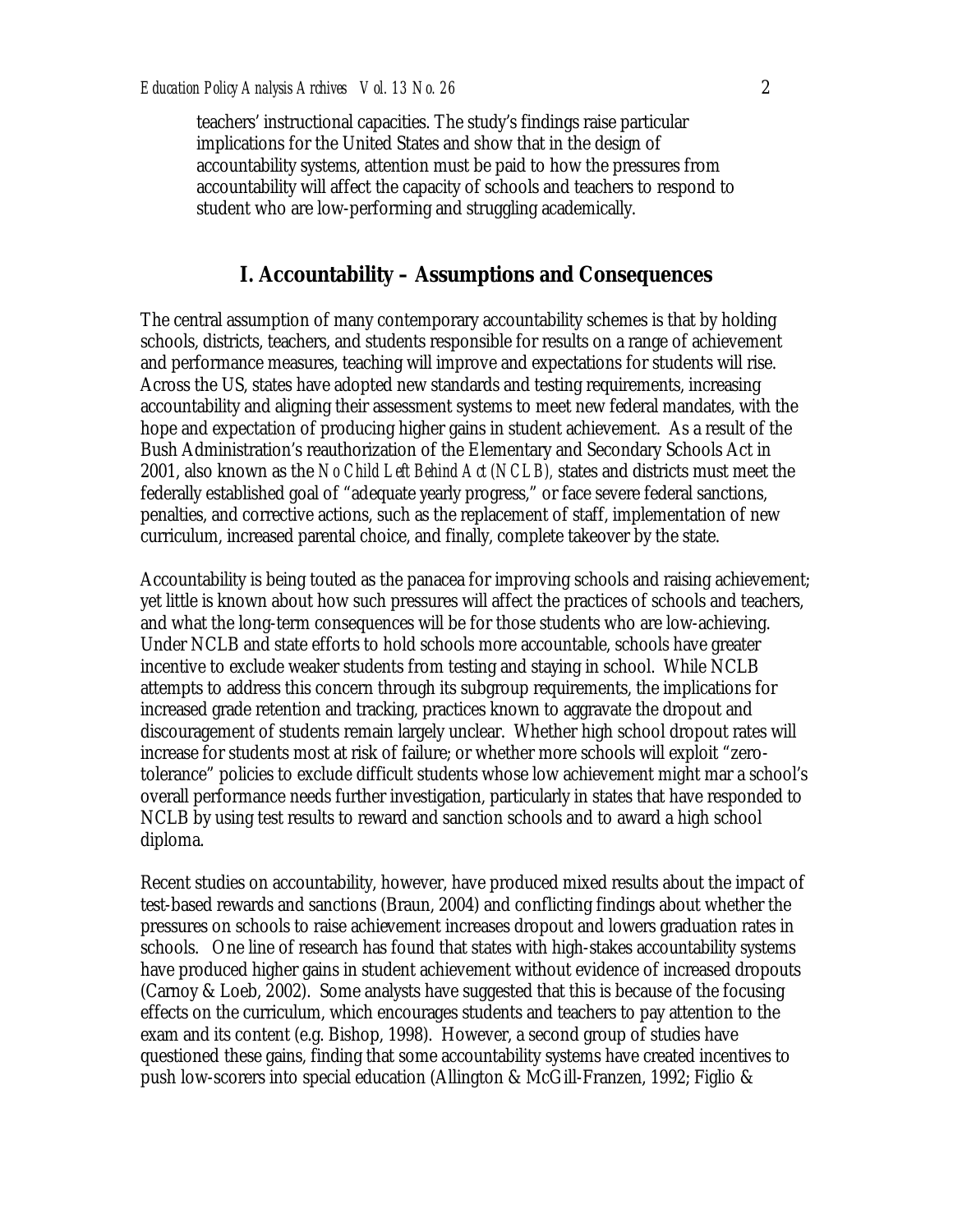teachers' instructional capacities. The study's findings raise particular implications for the United States and show that in the design of accountability systems, attention must be paid to how the pressures from accountability will affect the capacity of schools and teachers to respond to student who are low-performing and struggling academically.

## I. Accountability – Assumptions and Consequences

The central assumption of many contemporary accountability schemes is that by holding schools, districts, teachers, and students responsible for results on a range of achievement and performance measures, teaching will improve and expectations for students will rise. Across the US, states have adopted new standards and testing requirements, increasing accountability and aligning their assessment systems to meet new federal mandates, with the hope and expectation of producing higher gains in student achievement. As a result of the Bush Administration's reauthorization of the Elementary and Secondary Schools Act in 2001, also known as the *No Child Left Behind Act (NCLB),* states and districts must meet the federally established goal of "adequate yearly progress," or face severe federal sanctions, penalties, and corrective actions, such as the replacement of staff, implementation of new curriculum, increased parental choice, and finally, complete takeover by the state.

Accountability is being touted as the panacea for improving schools and raising achievement; yet little is known about how such pressures will affect the practices of schools and teachers, and what the long-term consequences will be for those students who are low-achieving. Under NCLB and state efforts to hold schools more accountable, schools have greater incentive to exclude weaker students from testing and staying in school. While NCLB attempts to address this concern through its subgroup requirements, the implications for increased grade retention and tracking, practices known to aggravate the dropout and discouragement of students remain largely unclear. Whether high school dropout rates will increase for students most at risk of failure; or whether more schools will exploit "zero-tolerance" policies to exclude difficult students whose low achievement might mar a school's overall performance needs further investigation, particularly in states that have responded to NCLB by using test results to reward and sanction schools and to award a high school diploma.

Recent studies on accountability, however, have produced mixed results about the impact of test-based rewards and sanctions (Braun, 2004) and conflicting findings about whether the pressures on schools to raise achievement increases dropout and lowers graduation rates in schools. One line of research has found that states with high-stakes accountability systems have produced higher gains in student achievement without evidence of increased dropouts (Carnoy & Loeb, 2002). Some analysts have suggested that this is because of the focusing effects on the curriculum, which encourages students and teachers to pay attention to the exam and its content (e.g. Bishop, 1998). However, a second group of studies have questioned these gains, finding that some accountability systems have created incentives to push low-scorers into special education (Allington & McGill-Franzen, 1992; Figlio &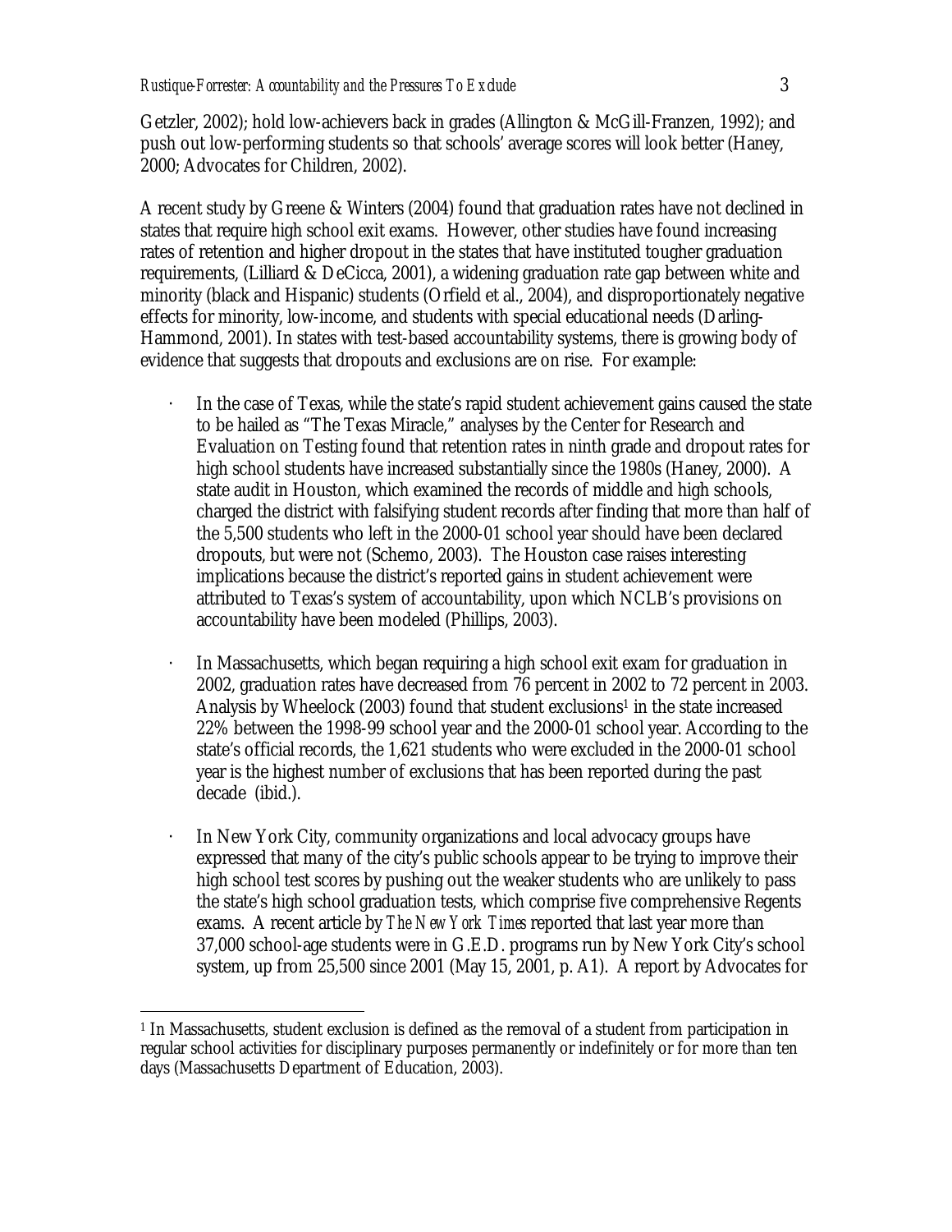Getzler, 2002); hold low-achievers back in grades (Allington & McGill-Franzen, 1992); and push out low-performing students so that schools' average scores will look better (Haney, 2000; Advocates for Children, 2002).

A recent study by Greene & Winters (2004) found that graduation rates have not declined in states that require high school exit exams. However, other studies have found increasing rates of retention and higher dropout in the states that have instituted tougher graduation requirements, (Lilliard & DeCicca, 2001), a widening graduation rate gap between white and minority (black and Hispanic) students (Orfield et al., 2004), and disproportionately negative effects for minority, low-income, and students with special educational needs (Darling-Hammond, 2001). In states with test-based accountability systems, there is growing body of evidence that suggests that dropouts and exclusions are on rise. For example:

- In the case of Texas, while the state's rapid student achievement gains caused the state to be hailed as "The Texas Miracle," analyses by the Center for Research and Evaluation on Testing found that retention rates in ninth grade and dropout rates for high school students have increased substantially since the 1980s (Haney, 2000). A state audit in Houston, which examined the records of middle and high schools, charged the district with falsifying student records after finding that more than half of the 5,500 students who left in the 2000-01 school year should have been declared dropouts, but were not (Schemo, 2003). The Houston case raises interesting implications because the district's reported gains in student achievement were attributed to Texas's system of accountability, upon which NCLB's provisions on accountability have been modeled (Phillips, 2003).

- In Massachusetts, which began requiring a high school exit exam for graduation in 2002, graduation rates have decreased from 76 percent in 2002 to 72 percent in 2003. Analysis by Wheelock (2003) found that student exclusions[1] in the state increased 22% between the 1998-99 school year and the 2000-01 school year. According to the state's official records, the 1,621 students who were excluded in the 2000-01 school year is the highest number of exclusions that has been reported during the past decade (ibid.).

- In New York City, community organizations and local advocacy groups have expressed that many of the city's public schools appear to be trying to improve their high school test scores by pushing out the weaker students who are unlikely to pass the state's high school graduation tests, which comprise five comprehensive Regents exams. A recent article by *The New York Times* reported that last year more than 37,000 school-age students were in G.E.D. programs run by New York City's school system, up from 25,500 since 2001 (May 15, 2001, p. A1). A report by Advocates for

---

[1] In Massachusetts, student exclusion is defined as the removal of a student from participation in regular school activities for disciplinary purposes permanently or indefinitely or for more than ten days (Massachusetts Department of Education, 2003).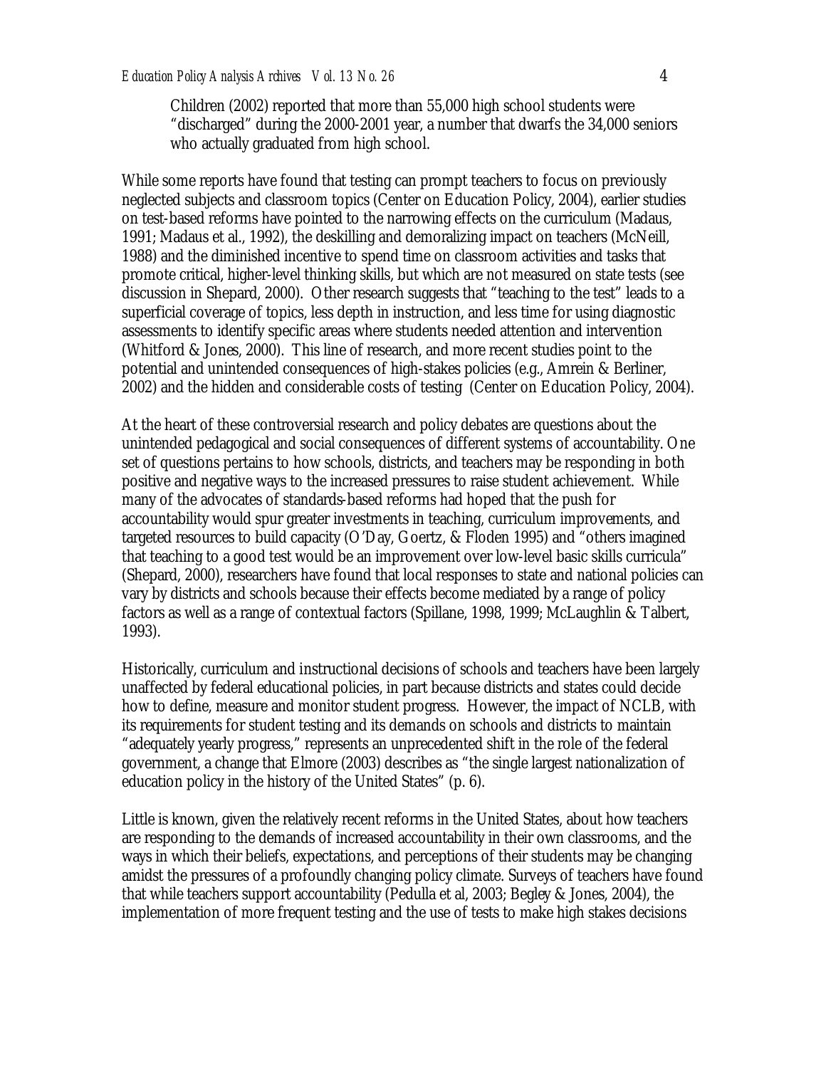> Children (2002) reported that more than 55,000 high school students were "discharged" during the 2000-2001 year, a number that dwarfs the 34,000 seniors who actually graduated from high school.

While some reports have found that testing can prompt teachers to focus on previously neglected subjects and classroom topics (Center on Education Policy, 2004), earlier studies on test-based reforms have pointed to the narrowing effects on the curriculum (Madaus, 1991; Madaus et al., 1992), the deskilling and demoralizing impact on teachers (McNeill, 1988) and the diminished incentive to spend time on classroom activities and tasks that promote critical, higher-level thinking skills, but which are not measured on state tests (see discussion in Shepard, 2000). Other research suggests that "teaching to the test" leads to a superficial coverage of topics, less depth in instruction, and less time for using diagnostic assessments to identify specific areas where students needed attention and intervention (Whitford & Jones, 2000). This line of research, and more recent studies point to the potential and unintended consequences of high-stakes policies (e.g., Amrein & Berliner, 2002) and the hidden and considerable costs of testing (Center on Education Policy, 2004).

At the heart of these controversial research and policy debates are questions about the unintended pedagogical and social consequences of different systems of accountability. One set of questions pertains to how schools, districts, and teachers may be responding in both positive and negative ways to the increased pressures to raise student achievement. While many of the advocates of standards-based reforms had hoped that the push for accountability would spur greater investments in teaching, curriculum improvements, and targeted resources to build capacity (O'Day, Goertz, & Floden 1995) and "others imagined that teaching to a good test would be an improvement over low-level basic skills curricula" (Shepard, 2000), researchers have found that local responses to state and national policies can vary by districts and schools because their effects become mediated by a range of policy factors as well as a range of contextual factors (Spillane, 1998, 1999; McLaughlin & Talbert, 1993).

Historically, curriculum and instructional decisions of schools and teachers have been largely unaffected by federal educational policies, in part because districts and states could decide how to define, measure and monitor student progress. However, the impact of NCLB, with its requirements for student testing and its demands on schools and districts to maintain "adequately yearly progress," represents an unprecedented shift in the role of the federal government, a change that Elmore (2003) describes as "the single largest nationalization of education policy in the history of the United States" (p. 6).

Little is known, given the relatively recent reforms in the United States, about how teachers are responding to the demands of increased accountability in their own classrooms, and the ways in which their beliefs, expectations, and perceptions of their students may be changing amidst the pressures of a profoundly changing policy climate. Surveys of teachers have found that while teachers support accountability (Pedulla et al, 2003; Begley & Jones, 2004), the implementation of more frequent testing and the use of tests to make high stakes decisions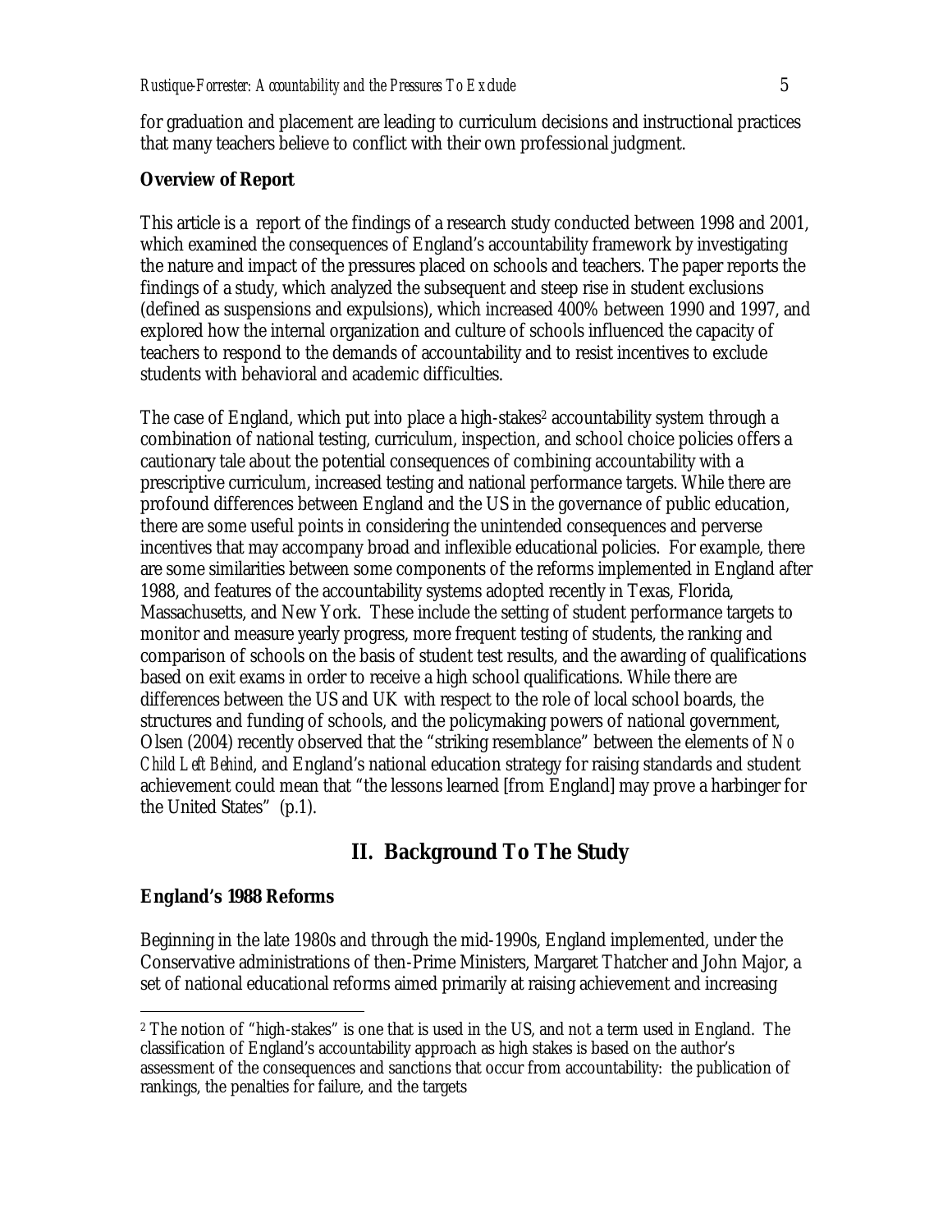for graduation and placement are leading to curriculum decisions and instructional practices that many teachers believe to conflict with their own professional judgment.

**Overview of Report**

This article is a report of the findings of a research study conducted between 1998 and 2001, which examined the consequences of England's accountability framework by investigating the nature and impact of the pressures placed on schools and teachers. The paper reports the findings of a study, which analyzed the subsequent and steep rise in student exclusions (defined as suspensions and expulsions), which increased 400% between 1990 and 1997, and explored how the internal organization and culture of schools influenced the capacity of teachers to respond to the demands of accountability and to resist incentives to exclude students with behavioral and academic difficulties.

The case of England, which put into place a high-stakes[2] accountability system through a combination of national testing, curriculum, inspection, and school choice policies offers a cautionary tale about the potential consequences of combining accountability with a prescriptive curriculum, increased testing and national performance targets. While there are profound differences between England and the US in the governance of public education, there are some useful points in considering the unintended consequences and perverse incentives that may accompany broad and inflexible educational policies. For example, there are some similarities between some components of the reforms implemented in England after 1988, and features of the accountability systems adopted recently in Texas, Florida, Massachusetts, and New York. These include the setting of student performance targets to monitor and measure yearly progress, more frequent testing of students, the ranking and comparison of schools on the basis of student test results, and the awarding of qualifications based on exit exams in order to receive a high school qualifications. While there are differences between the US and UK with respect to the role of local school boards, the structures and funding of schools, and the policymaking powers of national government, Olsen (2004) recently observed that the "striking resemblance" between the elements of *No Child Left Behind*, and England's national education strategy for raising standards and student achievement could mean that "the lessons learned [from England] may prove a harbinger for the United States" (p.1).

## II. Background To The Study

**England's 1988 Reforms**

Beginning in the late 1980s and through the mid-1990s, England implemented, under the Conservative administrations of then-Prime Ministers, Margaret Thatcher and John Major, a set of national educational reforms aimed primarily at raising achievement and increasing

---

[2] The notion of "high-stakes" is one that is used in the US, and not a term used in England. The classification of England's accountability approach as high stakes is based on the author's assessment of the consequences and sanctions that occur from accountability: the publication of rankings, the penalties for failure, and the targets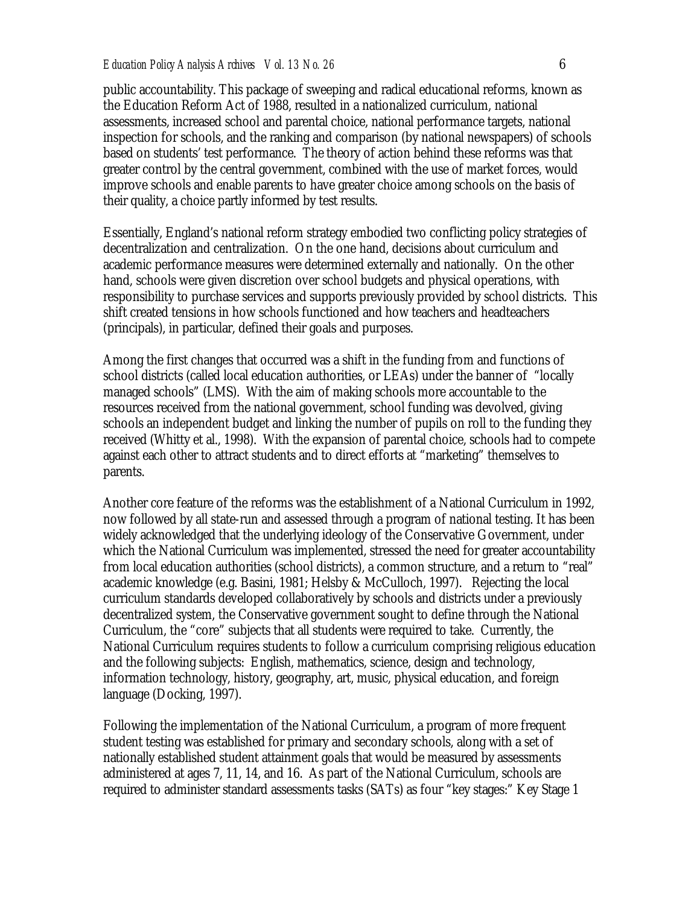public accountability. This package of sweeping and radical educational reforms, known as the Education Reform Act of 1988, resulted in a nationalized curriculum, national assessments, increased school and parental choice, national performance targets, national inspection for schools, and the ranking and comparison (by national newspapers) of schools based on students' test performance. The theory of action behind these reforms was that greater control by the central government, combined with the use of market forces, would improve schools and enable parents to have greater choice among schools on the basis of their quality, a choice partly informed by test results.

Essentially, England's national reform strategy embodied two conflicting policy strategies of decentralization and centralization. On the one hand, decisions about curriculum and academic performance measures were determined externally and nationally. On the other hand, schools were given discretion over school budgets and physical operations, with responsibility to purchase services and supports previously provided by school districts. This shift created tensions in how schools functioned and how teachers and headteachers (principals), in particular, defined their goals and purposes.

Among the first changes that occurred was a shift in the funding from and functions of school districts (called local education authorities, or LEAs) under the banner of "locally managed schools" (LMS). With the aim of making schools more accountable to the resources received from the national government, school funding was devolved, giving schools an independent budget and linking the number of pupils on roll to the funding they received (Whitty et al., 1998). With the expansion of parental choice, schools had to compete against each other to attract students and to direct efforts at "marketing" themselves to parents.

Another core feature of the reforms was the establishment of a National Curriculum in 1992, now followed by all state-run and assessed through a program of national testing. It has been widely acknowledged that the underlying ideology of the Conservative Government, under which the National Curriculum was implemented, stressed the need for greater accountability from local education authorities (school districts), a common structure, and a return to "real" academic knowledge (e.g. Basini, 1981; Helsby & McCulloch, 1997). Rejecting the local curriculum standards developed collaboratively by schools and districts under a previously decentralized system, the Conservative government sought to define through the National Curriculum, the "core" subjects that all students were required to take. Currently, the National Curriculum requires students to follow a curriculum comprising religious education and the following subjects: English, mathematics, science, design and technology, information technology, history, geography, art, music, physical education, and foreign language (Docking, 1997).

Following the implementation of the National Curriculum, a program of more frequent student testing was established for primary and secondary schools, along with a set of nationally established student attainment goals that would be measured by assessments administered at ages 7, 11, 14, and 16. As part of the National Curriculum, schools are required to administer standard assessments tasks (SATs) as four "key stages:" Key Stage 1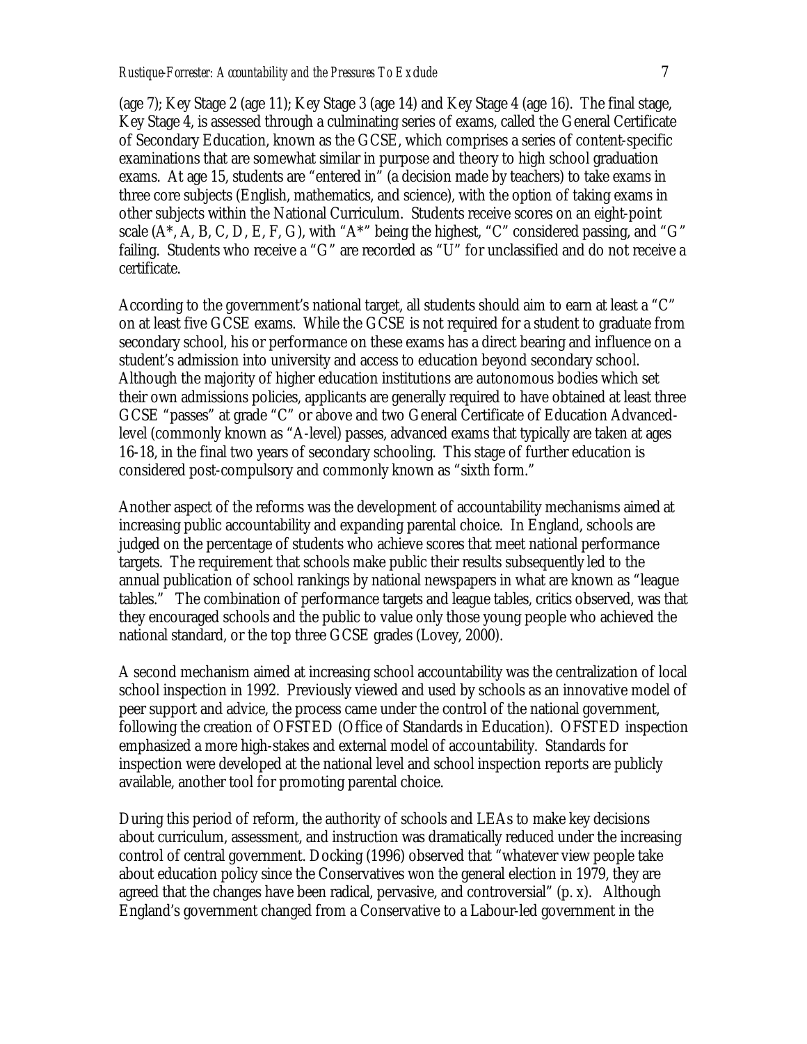(age 7); Key Stage 2 (age 11); Key Stage 3 (age 14) and Key Stage 4 (age 16). The final stage, Key Stage 4, is assessed through a culminating series of exams, called the General Certificate of Secondary Education, known as the GCSE, which comprises a series of content-specific examinations that are somewhat similar in purpose and theory to high school graduation exams. At age 15, students are "entered in" (a decision made by teachers) to take exams in three core subjects (English, mathematics, and science), with the option of taking exams in other subjects within the National Curriculum. Students receive scores on an eight-point scale (A*, A, B, C, D, E, F, G), with "A*" being the highest, "C" considered passing, and "G" failing. Students who receive a "G" are recorded as "U" for unclassified and do not receive a certificate.

According to the government's national target, all students should aim to earn at least a "C" on at least five GCSE exams. While the GCSE is not required for a student to graduate from secondary school, his or performance on these exams has a direct bearing and influence on a student's admission into university and access to education beyond secondary school. Although the majority of higher education institutions are autonomous bodies which set their own admissions policies, applicants are generally required to have obtained at least three GCSE "passes" at grade "C" or above and two General Certificate of Education Advanced-level (commonly known as "A-level) passes, advanced exams that typically are taken at ages 16-18, in the final two years of secondary schooling. This stage of further education is considered post-compulsory and commonly known as "sixth form."

Another aspect of the reforms was the development of accountability mechanisms aimed at increasing public accountability and expanding parental choice. In England, schools are judged on the percentage of students who achieve scores that meet national performance targets. The requirement that schools make public their results subsequently led to the annual publication of school rankings by national newspapers in what are known as "league tables." The combination of performance targets and league tables, critics observed, was that they encouraged schools and the public to value only those young people who achieved the national standard, or the top three GCSE grades (Lovey, 2000).

A second mechanism aimed at increasing school accountability was the centralization of local school inspection in 1992. Previously viewed and used by schools as an innovative model of peer support and advice, the process came under the control of the national government, following the creation of OFSTED (Office of Standards in Education). OFSTED inspection emphasized a more high-stakes and external model of accountability. Standards for inspection were developed at the national level and school inspection reports are publicly available, another tool for promoting parental choice.

During this period of reform, the authority of schools and LEAs to make key decisions about curriculum, assessment, and instruction was dramatically reduced under the increasing control of central government. Docking (1996) observed that "whatever view people take about education policy since the Conservatives won the general election in 1979, they are agreed that the changes have been radical, pervasive, and controversial" (p. x). Although England's government changed from a Conservative to a Labour-led government in the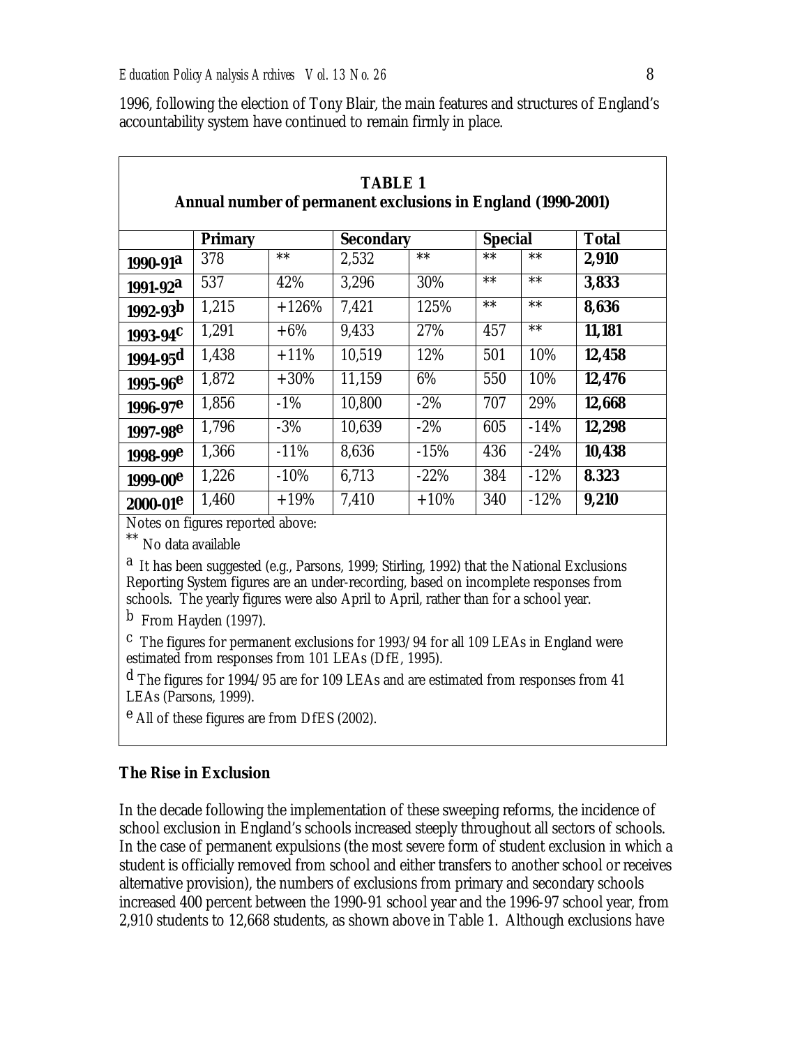1996, following the election of Tony Blair, the main features and structures of England's accountability system have continued to remain firmly in place.

**TABLE 1**
**Annual number of permanent exclusions in England (1990-2001)**

| | **Primary** | | **Secondary** | | **Special** | | **Total** |
|---|---|---|---|---|---|---|---|
| **1990-91[a]** | 378 | ** | 2,532 | ** | ** | ** | **2,910** |
| **1991-92[a]** | 537 | 42% | 3,296 | 30% | ** | ** | **3,833** |
| **1992-93[b]** | 1,215 | +126% | 7,421 | 125% | ** | ** | **8,636** |
| **1993-94[c]** | 1,291 | +6% | 9,433 | 27% | 457 | ** | **11,181** |
| **1994-95[d]** | 1,438 | +11% | 10,519 | 12% | 501 | 10% | **12,458** |
| **1995-96[e]** | 1,872 | +30% | 11,159 | 6% | 550 | 10% | **12,476** |
| **1996-97[e]** | 1,856 | -1% | 10,800 | -2% | 707 | 29% | **12,668** |
| **1997-98[e]** | 1,796 | -3% | 10,639 | -2% | 605 | -14% | **12,298** |
| **1998-99[e]** | 1,366 | -11% | 8,636 | -15% | 436 | -24% | **10,438** |
| **1999-00[e]** | 1,226 | -10% | 6,713 | -22% | 384 | -12% | **8.323** |
| **2000-01[e]** | 1,460 | +19% | 7,410 | +10% | 340 | -12% | **9,210** |

Notes on figures reported above:

** No data available

[a] It has been suggested (e.g., Parsons, 1999; Stirling, 1992) that the National Exclusions Reporting System figures are an under-recording, based on incomplete responses from schools. The yearly figures were also April to April, rather than for a school year.

[b] From Hayden (1997).

[c] The figures for permanent exclusions for 1993/94 for all 109 LEAs in England were estimated from responses from 101 LEAs (DfE, 1995).

[d] The figures for 1994/95 are for 109 LEAs and are estimated from responses from 41 LEAs (Parsons, 1999).

[e] All of these figures are from DfES (2002).

### The Rise in Exclusion

In the decade following the implementation of these sweeping reforms, the incidence of school exclusion in England's schools increased steeply throughout all sectors of schools. In the case of permanent expulsions (the most severe form of student exclusion in which a student is officially removed from school and either transfers to another school or receives alternative provision), the numbers of exclusions from primary and secondary schools increased 400 percent between the 1990-91 school year and the 1996-97 school year, from 2,910 students to 12,668 students, as shown above in Table 1. Although exclusions have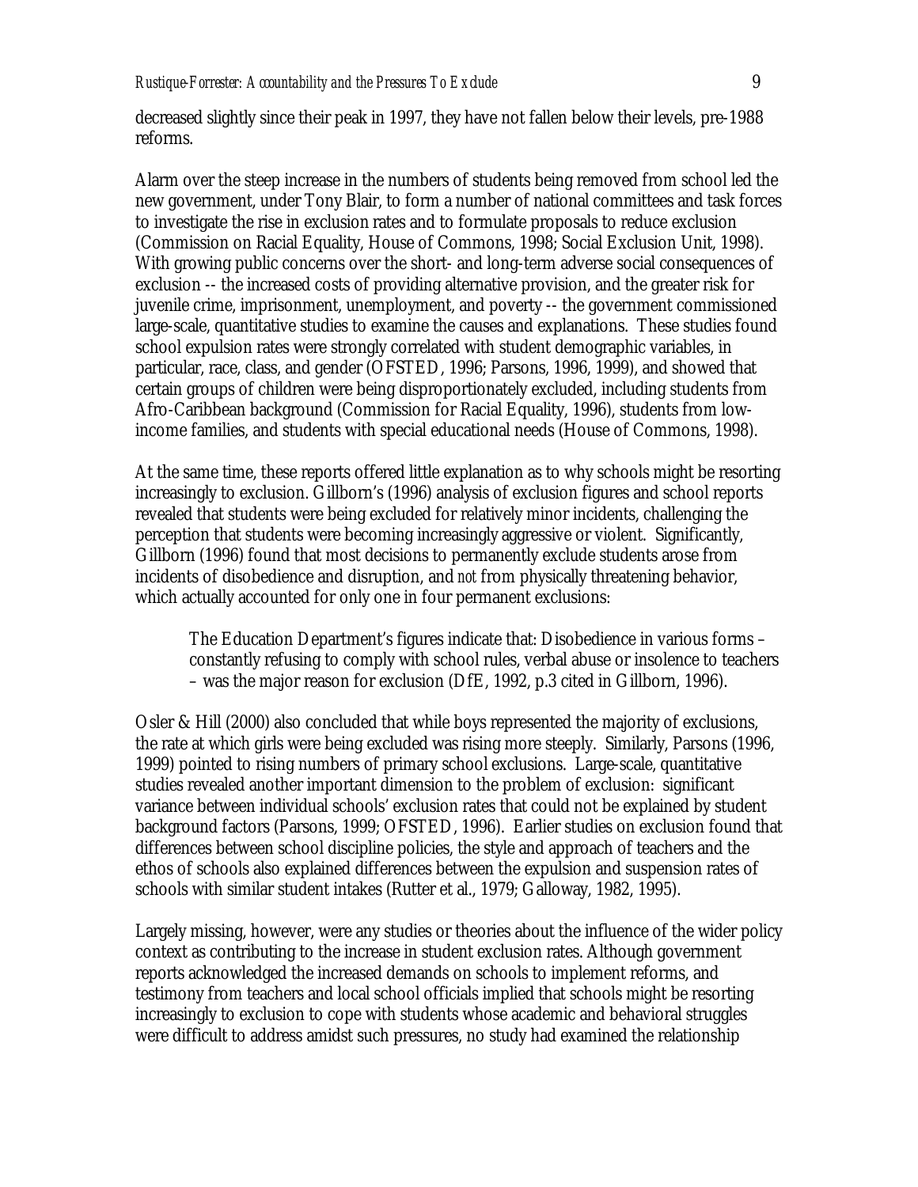decreased slightly since their peak in 1997, they have not fallen below their levels, pre-1988 reforms.

Alarm over the steep increase in the numbers of students being removed from school led the new government, under Tony Blair, to form a number of national committees and task forces to investigate the rise in exclusion rates and to formulate proposals to reduce exclusion (Commission on Racial Equality, House of Commons, 1998; Social Exclusion Unit, 1998). With growing public concerns over the short- and long-term adverse social consequences of exclusion -- the increased costs of providing alternative provision, and the greater risk for juvenile crime, imprisonment, unemployment, and poverty -- the government commissioned large-scale, quantitative studies to examine the causes and explanations. These studies found school expulsion rates were strongly correlated with student demographic variables, in particular, race, class, and gender (OFSTED, 1996; Parsons, 1996, 1999), and showed that certain groups of children were being disproportionately excluded, including students from Afro-Caribbean background (Commission for Racial Equality, 1996), students from low-income families, and students with special educational needs (House of Commons, 1998).

At the same time, these reports offered little explanation as to why schools might be resorting increasingly to exclusion. Gillborn's (1996) analysis of exclusion figures and school reports revealed that students were being excluded for relatively minor incidents, challenging the perception that students were becoming increasingly aggressive or violent. Significantly, Gillborn (1996) found that most decisions to permanently exclude students arose from incidents of disobedience and disruption, and *not* from physically threatening behavior, which actually accounted for only one in four permanent exclusions:

> The Education Department's figures indicate that: Disobedience in various forms – constantly refusing to comply with school rules, verbal abuse or insolence to teachers – was the major reason for exclusion (DfE, 1992, p.3 cited in Gillborn, 1996).

Osler & Hill (2000) also concluded that while boys represented the majority of exclusions, the rate at which girls were being excluded was rising more steeply. Similarly, Parsons (1996, 1999) pointed to rising numbers of primary school exclusions. Large-scale, quantitative studies revealed another important dimension to the problem of exclusion: significant variance between individual schools' exclusion rates that could not be explained by student background factors (Parsons, 1999; OFSTED, 1996). Earlier studies on exclusion found that differences between school discipline policies, the style and approach of teachers and the ethos of schools also explained differences between the expulsion and suspension rates of schools with similar student intakes (Rutter et al., 1979; Galloway, 1982, 1995).

Largely missing, however, were any studies or theories about the influence of the wider policy context as contributing to the increase in student exclusion rates. Although government reports acknowledged the increased demands on schools to implement reforms, and testimony from teachers and local school officials implied that schools might be resorting increasingly to exclusion to cope with students whose academic and behavioral struggles were difficult to address amidst such pressures, no study had examined the relationship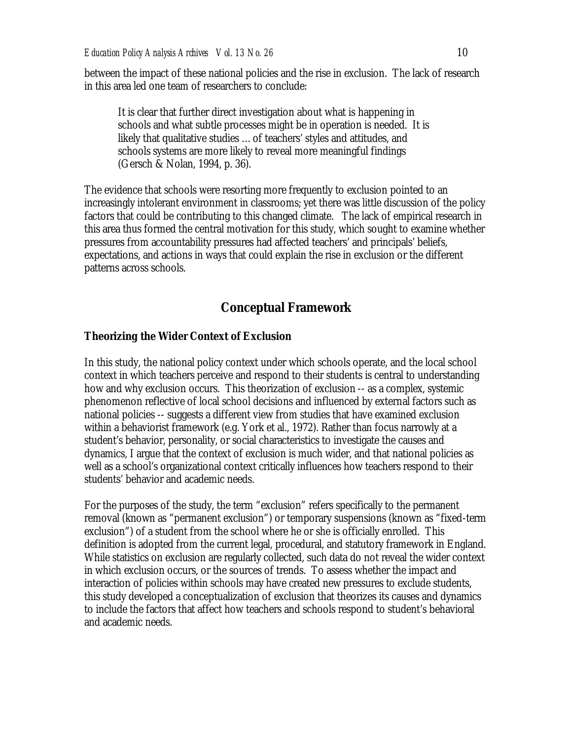between the impact of these national policies and the rise in exclusion. The lack of research in this area led one team of researchers to conclude:

> It is clear that further direct investigation about what is happening in schools and what subtle processes might be in operation is needed. It is likely that qualitative studies … of teachers' styles and attitudes, and schools systems are more likely to reveal more meaningful findings (Gersch & Nolan, 1994, p. 36).

The evidence that schools were resorting more frequently to exclusion pointed to an increasingly intolerant environment in classrooms; yet there was little discussion of the policy factors that could be contributing to this changed climate. The lack of empirical research in this area thus formed the central motivation for this study, which sought to examine whether pressures from accountability pressures had affected teachers' and principals' beliefs, expectations, and actions in ways that could explain the rise in exclusion or the different patterns across schools.

## Conceptual Framework

### Theorizing the Wider Context of Exclusion

In this study, the national policy context under which schools operate, and the local school context in which teachers perceive and respond to their students is central to understanding how and why exclusion occurs. This theorization of exclusion -- as a complex, systemic phenomenon reflective of local school decisions and influenced by external factors such as national policies -- suggests a different view from studies that have examined exclusion within a behaviorist framework (e.g. York et al., 1972). Rather than focus narrowly at a student's behavior, personality, or social characteristics to investigate the causes and dynamics, I argue that the context of exclusion is much wider, and that national policies as well as a school's organizational context critically influences how teachers respond to their students' behavior and academic needs.

For the purposes of the study, the term "exclusion" refers specifically to the permanent removal (known as "permanent exclusion") or temporary suspensions (known as "fixed-term exclusion") of a student from the school where he or she is officially enrolled. This definition is adopted from the current legal, procedural, and statutory framework in England. While statistics on exclusion are regularly collected, such data do not reveal the wider context in which exclusion occurs, or the sources of trends. To assess whether the impact and interaction of policies within schools may have created new pressures to exclude students, this study developed a conceptualization of exclusion that theorizes its causes and dynamics to include the factors that affect how teachers and schools respond to student's behavioral and academic needs.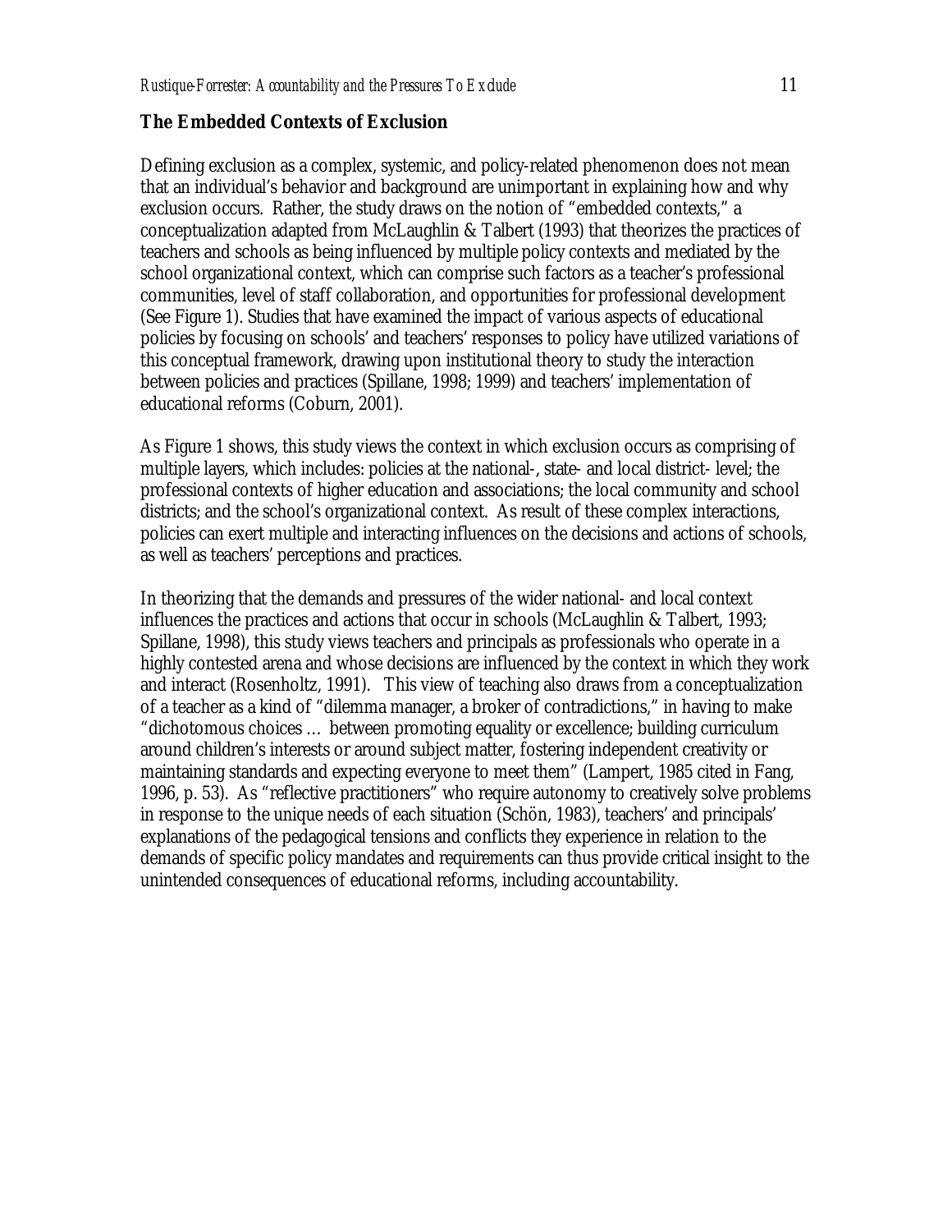**The Embedded Contexts of Exclusion**

Defining exclusion as a complex, systemic, and policy-related phenomenon does not mean that an individual's behavior and background are unimportant in explaining how and why exclusion occurs. Rather, the study draws on the notion of "embedded contexts," a conceptualization adapted from McLaughlin & Talbert (1993) that theorizes the practices of teachers and schools as being influenced by multiple policy contexts and mediated by the school organizational context, which can comprise such factors as a teacher's professional communities, level of staff collaboration, and opportunities for professional development (See Figure 1). Studies that have examined the impact of various aspects of educational policies by focusing on schools' and teachers' responses to policy have utilized variations of this conceptual framework, drawing upon institutional theory to study the interaction between policies and practices (Spillane, 1998; 1999) and teachers' implementation of educational reforms (Coburn, 2001).

As Figure 1 shows, this study views the context in which exclusion occurs as comprising of multiple layers, which includes: policies at the national-, state- and local district- level; the professional contexts of higher education and associations; the local community and school districts; and the school's organizational context. As result of these complex interactions, policies can exert multiple and interacting influences on the decisions and actions of schools, as well as teachers' perceptions and practices.

In theorizing that the demands and pressures of the wider national- and local context influences the practices and actions that occur in schools (McLaughlin & Talbert, 1993; Spillane, 1998), this study views teachers and principals as professionals who operate in a highly contested arena and whose decisions are influenced by the context in which they work and interact (Rosenholtz, 1991). This view of teaching also draws from a conceptualization of a teacher as a kind of "dilemma manager, a broker of contradictions," in having to make "dichotomous choices … between promoting equality or excellence; building curriculum around children's interests or around subject matter, fostering independent creativity or maintaining standards and expecting everyone to meet them" (Lampert, 1985 cited in Fang, 1996, p. 53). As "reflective practitioners" who require autonomy to creatively solve problems in response to the unique needs of each situation (Schön, 1983), teachers' and principals' explanations of the pedagogical tensions and conflicts they experience in relation to the demands of specific policy mandates and requirements can thus provide critical insight to the unintended consequences of educational reforms, including accountability.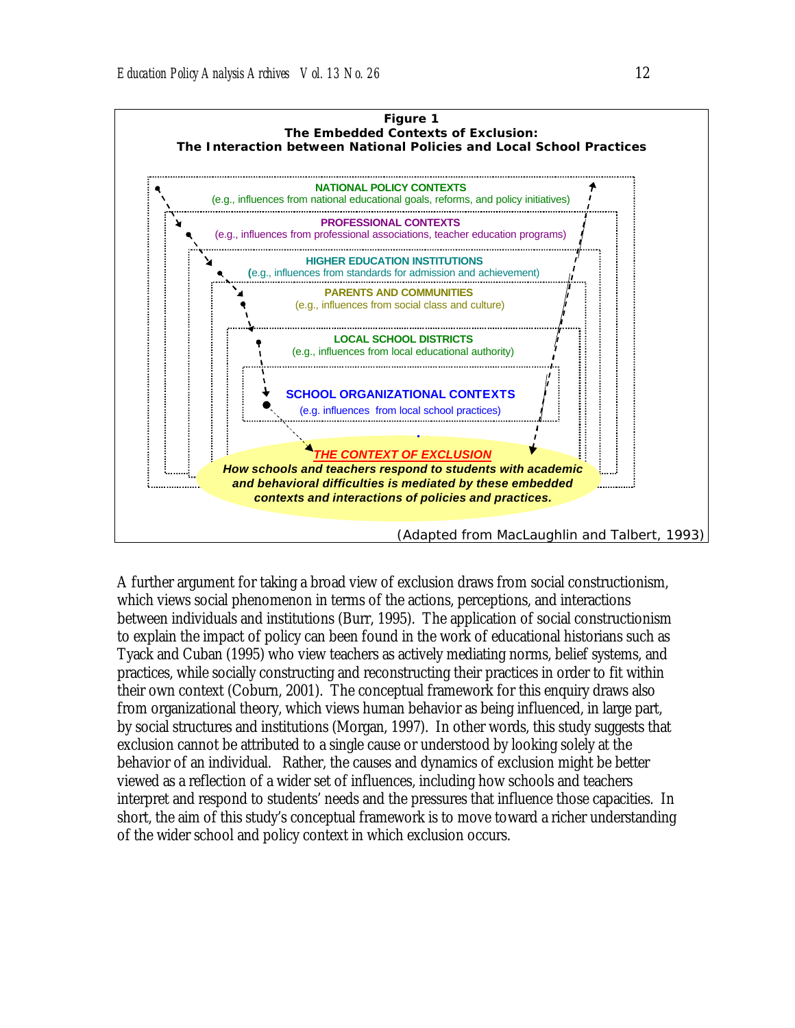**Figure 1**
**The Embedded Contexts of Exclusion:**
**The Interaction between National Policies and Local School Practices**

NATIONAL POLICY CONTEXTS
(e.g., influences from national educational goals, reforms, and policy initiatives)

PROFESSIONAL CONTEXTS
(e.g., influences from professional associations, teacher education programs)

HIGHER EDUCATION INSTITUTIONS
(e.g., influences from standards for admission and achievement)

PARENTS AND COMMUNITIES
(e.g., influences from social class and culture)

LOCAL SCHOOL DISTRICTS
(e.g., influences from local educational authority)

SCHOOL ORGANIZATIONAL CONTEXTS
(e.g. influences from local school practices)

THE CONTEXT OF EXCLUSION
*How schools and teachers respond to students with academic and behavioral difficulties is mediated by these embedded contexts and interactions of policies and practices.*

(Adapted from MacLaughlin and Talbert, 1993)

A further argument for taking a broad view of exclusion draws from social constructionism, which views social phenomenon in terms of the actions, perceptions, and interactions between individuals and institutions (Burr, 1995). The application of social constructionism to explain the impact of policy can been found in the work of educational historians such as Tyack and Cuban (1995) who view teachers as actively mediating norms, belief systems, and practices, while socially constructing and reconstructing their practices in order to fit within their own context (Coburn, 2001). The conceptual framework for this enquiry draws also from organizational theory, which views human behavior as being influenced, in large part, by social structures and institutions (Morgan, 1997). In other words, this study suggests that exclusion cannot be attributed to a single cause or understood by looking solely at the behavior of an individual. Rather, the causes and dynamics of exclusion might be better viewed as a reflection of a wider set of influences, including how schools and teachers interpret and respond to students' needs and the pressures that influence those capacities. In short, the aim of this study's conceptual framework is to move toward a richer understanding of the wider school and policy context in which exclusion occurs.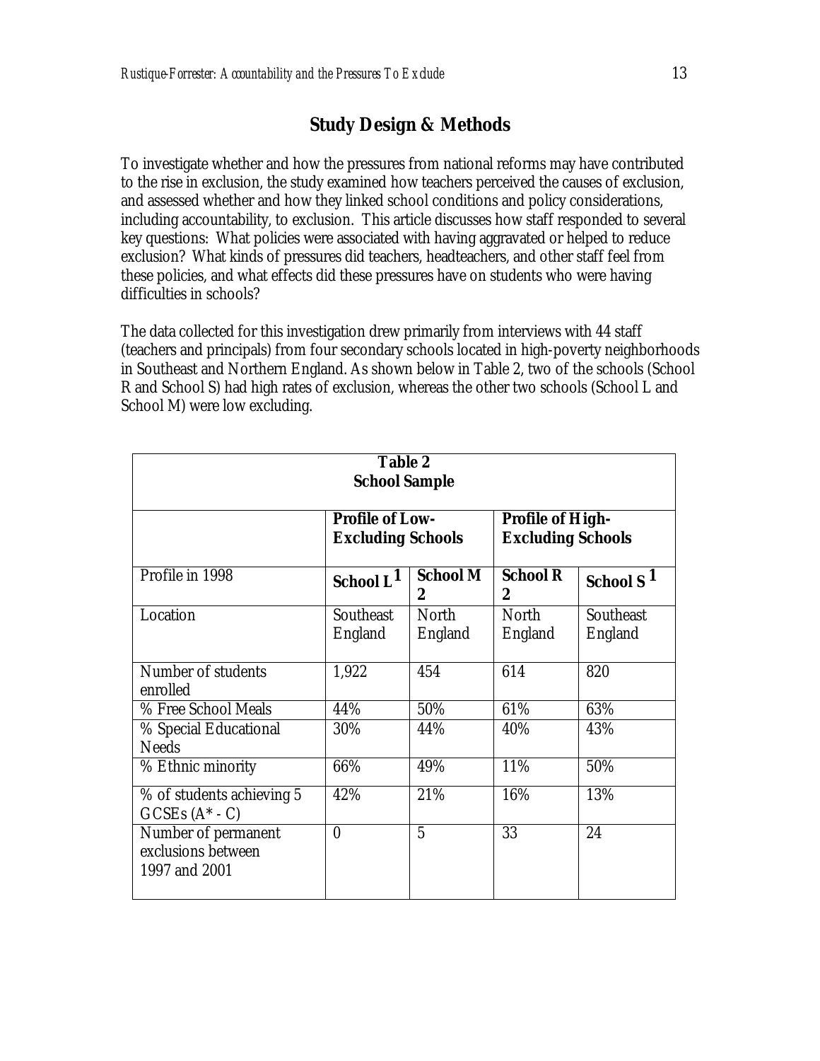## Study Design & Methods

To investigate whether and how the pressures from national reforms may have contributed to the rise in exclusion, the study examined how teachers perceived the causes of exclusion, and assessed whether and how they linked school conditions and policy considerations, including accountability, to exclusion. This article discusses how staff responded to several key questions: What policies were associated with having aggravated or helped to reduce exclusion? What kinds of pressures did teachers, headteachers, and other staff feel from these policies, and what effects did these pressures have on students who were having difficulties in schools?

The data collected for this investigation drew primarily from interviews with 44 staff (teachers and principals) from four secondary schools located in high-poverty neighborhoods in Southeast and Northern England. As shown below in Table 2, two of the schools (School R and School S) had high rates of exclusion, whereas the other two schools (School L and School M) were low excluding.

**Table 2**
**School Sample**

| | **Profile of Low-Excluding Schools** | | **Profile of High-Excluding Schools** | |
|---|---|---|---|---|
| Profile in 1998 | **School L** [1] | **School M** [2] | **School R** [2] | **School S** [1] |
| Location | Southeast England | North England | North England | Southeast England |
| Number of students enrolled | 1,922 | 454 | 614 | 820 |
| % Free School Meals | 44% | 50% | 61% | 63% |
| % Special Educational Needs | 30% | 44% | 40% | 43% |
| % Ethnic minority | 66% | 49% | 11% | 50% |
| % of students achieving 5 GCSEs (A* - C) | 42% | 21% | 16% | 13% |
| Number of permanent exclusions between 1997 and 2001 | 0 | 5 | 33 | 24 |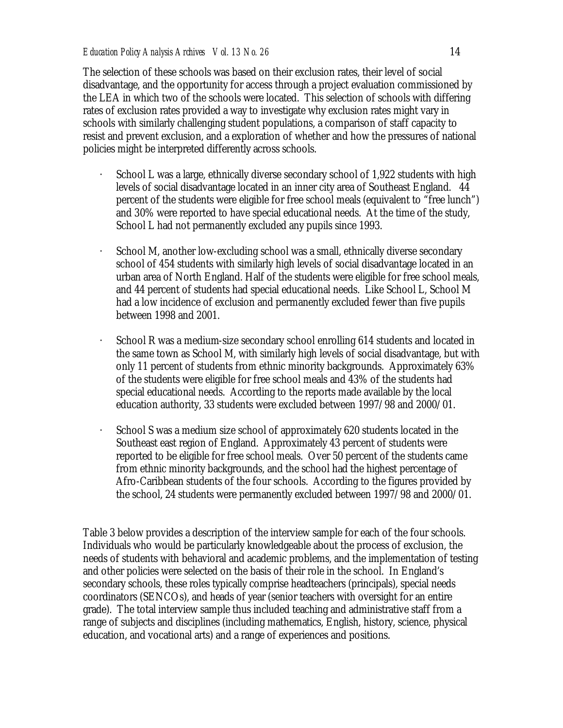The selection of these schools was based on their exclusion rates, their level of social disadvantage, and the opportunity for access through a project evaluation commissioned by the LEA in which two of the schools were located. This selection of schools with differing rates of exclusion rates provided a way to investigate why exclusion rates might vary in schools with similarly challenging student populations, a comparison of staff capacity to resist and prevent exclusion, and a exploration of whether and how the pressures of national policies might be interpreted differently across schools.

- School L was a large, ethnically diverse secondary school of 1,922 students with high levels of social disadvantage located in an inner city area of Southeast England. 44 percent of the students were eligible for free school meals (equivalent to "free lunch") and 30% were reported to have special educational needs. At the time of the study, School L had not permanently excluded any pupils since 1993.

- School M, another low-excluding school was a small, ethnically diverse secondary school of 454 students with similarly high levels of social disadvantage located in an urban area of North England. Half of the students were eligible for free school meals, and 44 percent of students had special educational needs. Like School L, School M had a low incidence of exclusion and permanently excluded fewer than five pupils between 1998 and 2001.

- School R was a medium-size secondary school enrolling 614 students and located in the same town as School M, with similarly high levels of social disadvantage, but with only 11 percent of students from ethnic minority backgrounds. Approximately 63% of the students were eligible for free school meals and 43% of the students had special educational needs. According to the reports made available by the local education authority, 33 students were excluded between 1997/98 and 2000/01.

- School S was a medium size school of approximately 620 students located in the Southeast east region of England. Approximately 43 percent of students were reported to be eligible for free school meals. Over 50 percent of the students came from ethnic minority backgrounds, and the school had the highest percentage of Afro-Caribbean students of the four schools. According to the figures provided by the school, 24 students were permanently excluded between 1997/98 and 2000/01.

Table 3 below provides a description of the interview sample for each of the four schools. Individuals who would be particularly knowledgeable about the process of exclusion, the needs of students with behavioral and academic problems, and the implementation of testing and other policies were selected on the basis of their role in the school. In England's secondary schools, these roles typically comprise headteachers (principals), special needs coordinators (SENCOs), and heads of year (senior teachers with oversight for an entire grade). The total interview sample thus included teaching and administrative staff from a range of subjects and disciplines (including mathematics, English, history, science, physical education, and vocational arts) and a range of experiences and positions.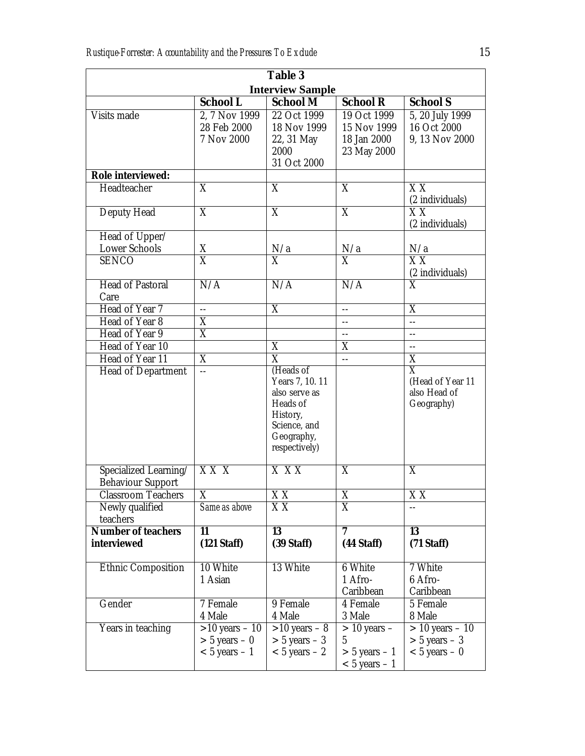**Table 3**
**Interview Sample**

| | School L | School M | School R | School S |
|---|---|---|---|---|
| Visits made | 2, 7 Nov 1999<br>28 Feb 2000<br>7 Nov 2000 | 22 Oct 1999<br>18 Nov 1999<br>22, 31 May 2000<br>31 Oct 2000 | 19 Oct 1999<br>15 Nov 1999<br>18 Jan 2000<br>23 May 2000 | 5, 20 July 1999<br>16 Oct 2000<br>9, 13 Nov 2000 |
| **Role interviewed:** | | | | |
| Headteacher | X | X | X | X X (2 individuals) |
| Deputy Head | X | X | X | X X (2 individuals) |
| Head of Upper/ Lower Schools | X | N/a | N/a | N/a |
| SENCO | X | X | X | X X (2 individuals) |
| Head of Pastoral Care | N/A | N/A | N/A | X |
| Head of Year 7 | -- | X | -- | X |
| Head of Year 8 | X | | -- | -- |
| Head of Year 9 | X | | -- | -- |
| Head of Year 10 | | X | X | -- |
| Head of Year 11 | X | X | -- | X |
| Head of Department | -- | (Heads of Years 7, 10. 11 also serve as Heads of History, Science, and Geography, respectively) | | X (Head of Year 11 also Head of Geography) |
| Specialized Learning/ Behaviour Support | X X X | X X X | X | X |
| Classroom Teachers | X | X X | X | X X |
| Newly qualified teachers | Same as above | X X | X | -- |
| **Number of teachers interviewed** | **11 (121 Staff)** | **13 (39 Staff)** | **7 (44 Staff)** | **13 (71 Staff)** |
| Ethnic Composition | 10 White<br>1 Asian | 13 White | 6 White<br>1 Afro-Caribbean | 7 White<br>6 Afro-Caribbean |
| Gender | 7 Female<br>4 Male | 9 Female<br>4 Male | 4 Female<br>3 Male | 5 Female<br>8 Male |
| Years in teaching | >10 years – 10<br>> 5 years – 0<br>< 5 years – 1 | >10 years – 8<br>> 5 years – 3<br>< 5 years – 2 | > 10 years – 5<br>> 5 years – 1<br>< 5 years – 1 | > 10 years – 10<br>> 5 years – 3<br>< 5 years – 0 |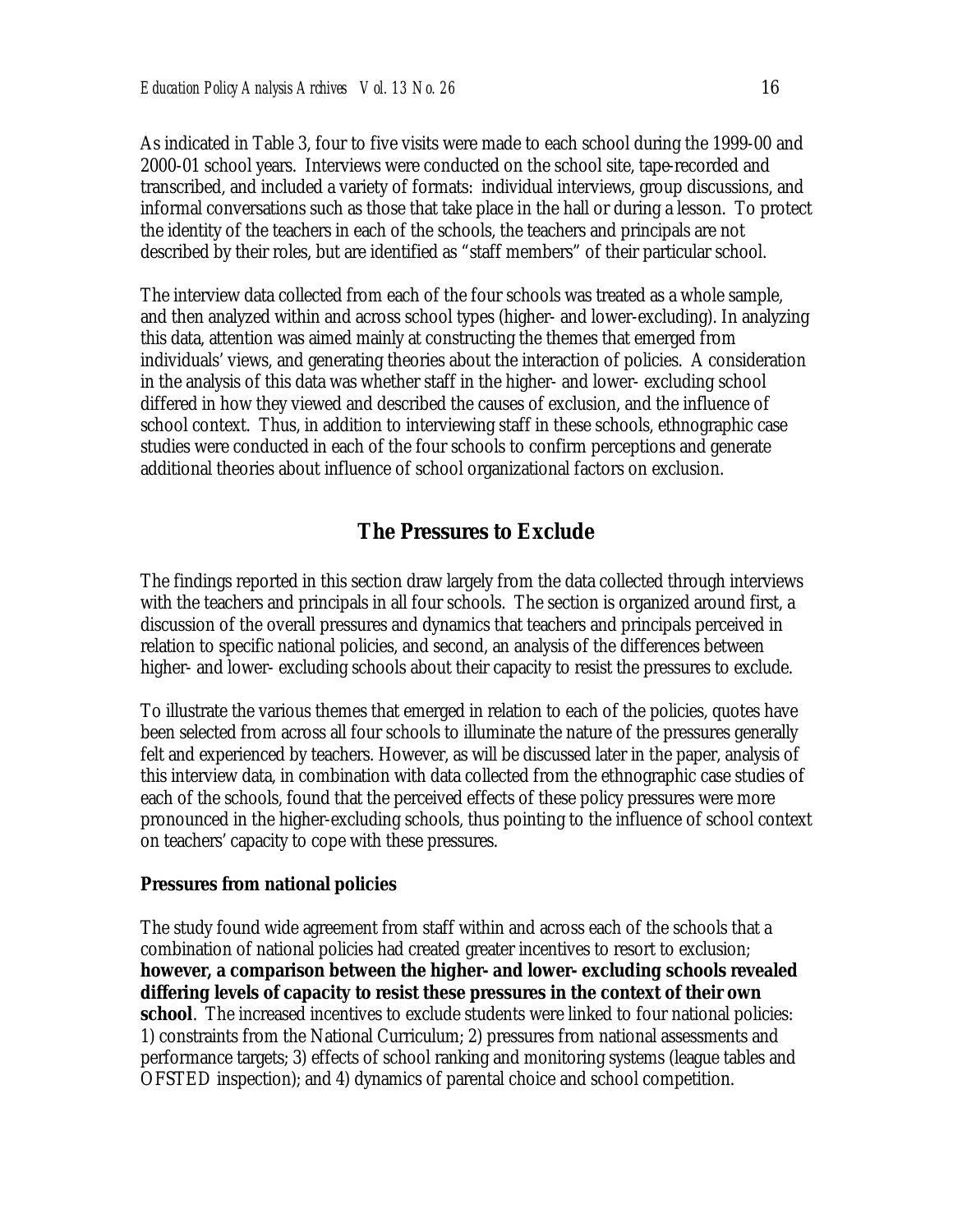As indicated in Table 3, four to five visits were made to each school during the 1999-00 and 2000-01 school years. Interviews were conducted on the school site, tape-recorded and transcribed, and included a variety of formats: individual interviews, group discussions, and informal conversations such as those that take place in the hall or during a lesson. To protect the identity of the teachers in each of the schools, the teachers and principals are not described by their roles, but are identified as "staff members" of their particular school.

The interview data collected from each of the four schools was treated as a whole sample, and then analyzed within and across school types (higher- and lower-excluding). In analyzing this data, attention was aimed mainly at constructing the themes that emerged from individuals' views, and generating theories about the interaction of policies. A consideration in the analysis of this data was whether staff in the higher- and lower- excluding school differed in how they viewed and described the causes of exclusion, and the influence of school context. Thus, in addition to interviewing staff in these schools, ethnographic case studies were conducted in each of the four schools to confirm perceptions and generate additional theories about influence of school organizational factors on exclusion.

## The Pressures to Exclude

The findings reported in this section draw largely from the data collected through interviews with the teachers and principals in all four schools. The section is organized around first, a discussion of the overall pressures and dynamics that teachers and principals perceived in relation to specific national policies, and second, an analysis of the differences between higher- and lower- excluding schools about their capacity to resist the pressures to exclude.

To illustrate the various themes that emerged in relation to each of the policies, quotes have been selected from across all four schools to illuminate the nature of the pressures generally felt and experienced by teachers. However, as will be discussed later in the paper, analysis of this interview data, in combination with data collected from the ethnographic case studies of each of the schools, found that the perceived effects of these policy pressures were more pronounced in the higher-excluding schools, thus pointing to the influence of school context on teachers' capacity to cope with these pressures.

### Pressures from national policies

The study found wide agreement from staff within and across each of the schools that a combination of national policies had created greater incentives to resort to exclusion; **however, a comparison between the higher- and lower- excluding schools revealed differing levels of capacity to resist these pressures in the context of their own school**. The increased incentives to exclude students were linked to four national policies: 1) constraints from the National Curriculum; 2) pressures from national assessments and performance targets; 3) effects of school ranking and monitoring systems (league tables and OFSTED inspection); and 4) dynamics of parental choice and school competition.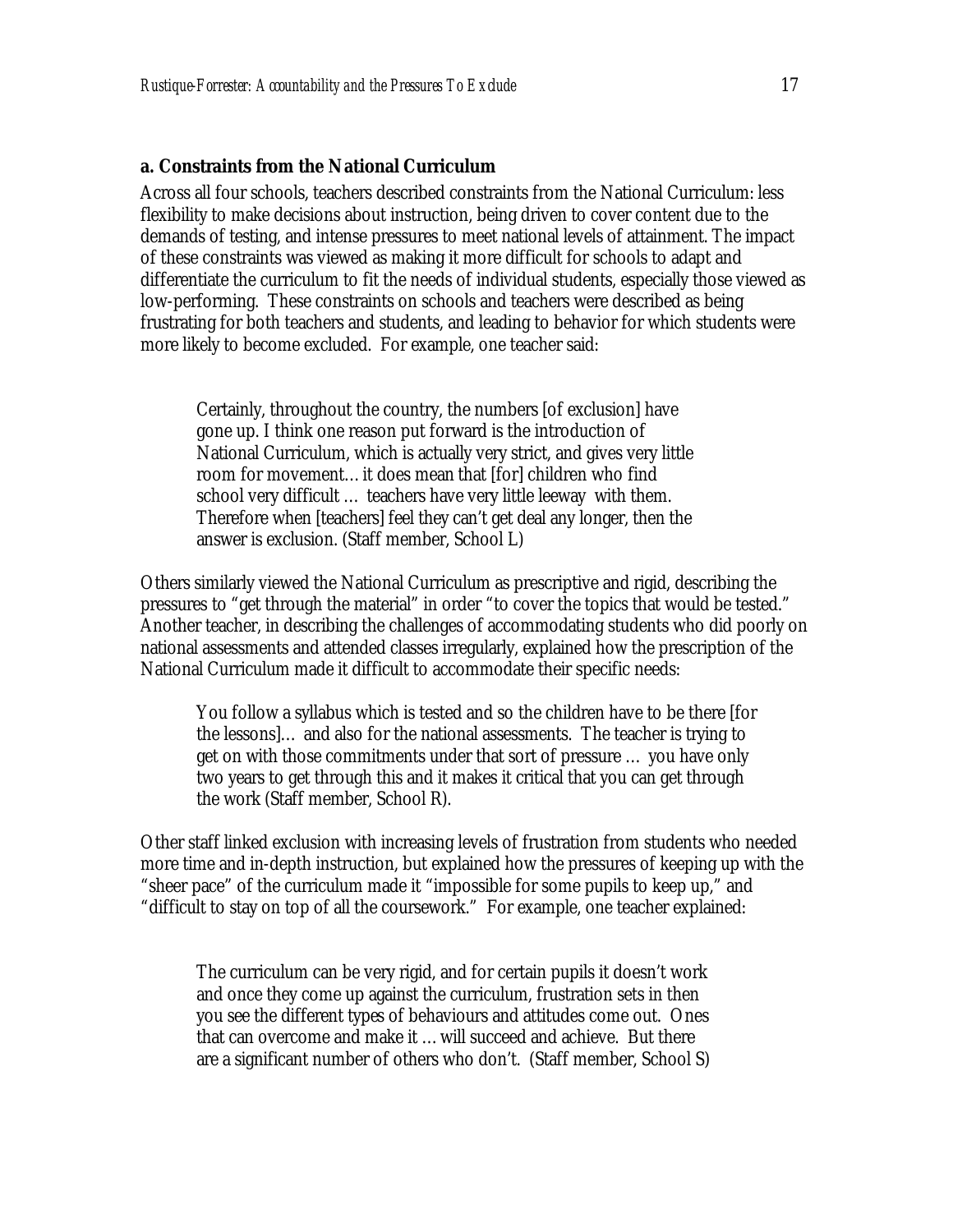### a. Constraints from the National Curriculum

Across all four schools, teachers described constraints from the National Curriculum: less flexibility to make decisions about instruction, being driven to cover content due to the demands of testing, and intense pressures to meet national levels of attainment. The impact of these constraints was viewed as making it more difficult for schools to adapt and differentiate the curriculum to fit the needs of individual students, especially those viewed as low-performing. These constraints on schools and teachers were described as being frustrating for both teachers and students, and leading to behavior for which students were more likely to become excluded. For example, one teacher said:

> Certainly, throughout the country, the numbers [of exclusion] have gone up. I think one reason put forward is the introduction of National Curriculum, which is actually very strict, and gives very little room for movement… it does mean that [for] children who find school very difficult … teachers have very little leeway with them. Therefore when [teachers] feel they can't get deal any longer, then the answer is exclusion. (Staff member, School L)

Others similarly viewed the National Curriculum as prescriptive and rigid, describing the pressures to "get through the material" in order "to cover the topics that would be tested." Another teacher, in describing the challenges of accommodating students who did poorly on national assessments and attended classes irregularly, explained how the prescription of the National Curriculum made it difficult to accommodate their specific needs:

> You follow a syllabus which is tested and so the children have to be there [for the lessons]… and also for the national assessments. The teacher is trying to get on with those commitments under that sort of pressure … you have only two years to get through this and it makes it critical that you can get through the work (Staff member, School R).

Other staff linked exclusion with increasing levels of frustration from students who needed more time and in-depth instruction, but explained how the pressures of keeping up with the "sheer pace" of the curriculum made it "impossible for some pupils to keep up," and "difficult to stay on top of all the coursework." For example, one teacher explained:

> The curriculum can be very rigid, and for certain pupils it doesn't work and once they come up against the curriculum, frustration sets in then you see the different types of behaviours and attitudes come out. Ones that can overcome and make it … will succeed and achieve. But there are a significant number of others who don't. (Staff member, School S)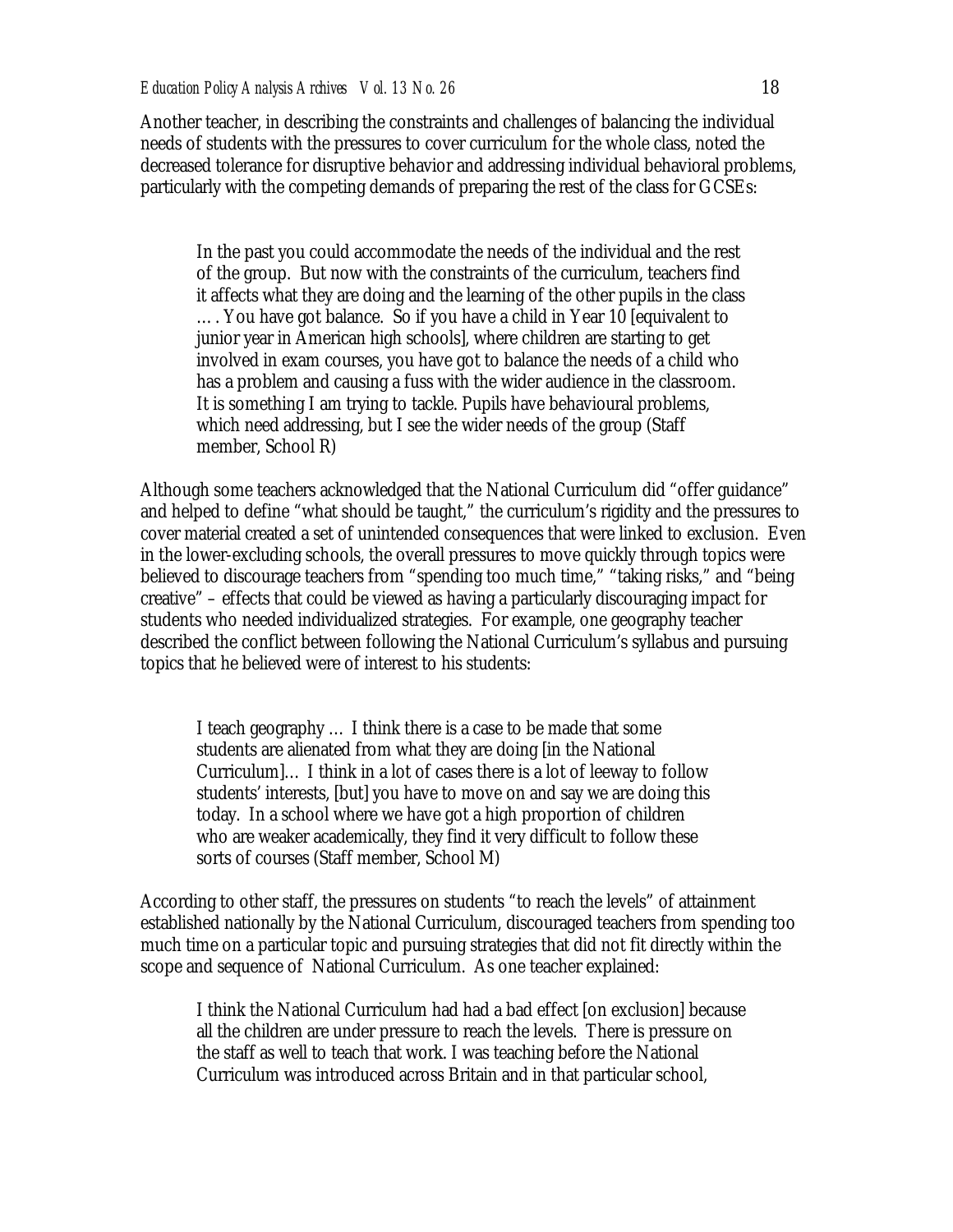Another teacher, in describing the constraints and challenges of balancing the individual needs of students with the pressures to cover curriculum for the whole class, noted the decreased tolerance for disruptive behavior and addressing individual behavioral problems, particularly with the competing demands of preparing the rest of the class for GCSEs:

> In the past you could accommodate the needs of the individual and the rest of the group. But now with the constraints of the curriculum, teachers find it affects what they are doing and the learning of the other pupils in the class …. You have got balance. So if you have a child in Year 10 [equivalent to junior year in American high schools], where children are starting to get involved in exam courses, you have got to balance the needs of a child who has a problem and causing a fuss with the wider audience in the classroom. It is something I am trying to tackle. Pupils have behavioural problems, which need addressing, but I see the wider needs of the group (Staff member, School R)

Although some teachers acknowledged that the National Curriculum did "offer guidance" and helped to define "what should be taught," the curriculum's rigidity and the pressures to cover material created a set of unintended consequences that were linked to exclusion. Even in the lower-excluding schools, the overall pressures to move quickly through topics were believed to discourage teachers from "spending too much time," "taking risks," and "being creative" – effects that could be viewed as having a particularly discouraging impact for students who needed individualized strategies. For example, one geography teacher described the conflict between following the National Curriculum's syllabus and pursuing topics that he believed were of interest to his students:

> I teach geography … I think there is a case to be made that some students are alienated from what they are doing [in the National Curriculum]… I think in a lot of cases there is a lot of leeway to follow students' interests, [but] you have to move on and say we are doing this today. In a school where we have got a high proportion of children who are weaker academically, they find it very difficult to follow these sorts of courses (Staff member, School M)

According to other staff, the pressures on students "to reach the levels" of attainment established nationally by the National Curriculum, discouraged teachers from spending too much time on a particular topic and pursuing strategies that did not fit directly within the scope and sequence of National Curriculum. As one teacher explained:

> I think the National Curriculum had had a bad effect [on exclusion] because all the children are under pressure to reach the levels. There is pressure on the staff as well to teach that work. I was teaching before the National Curriculum was introduced across Britain and in that particular school,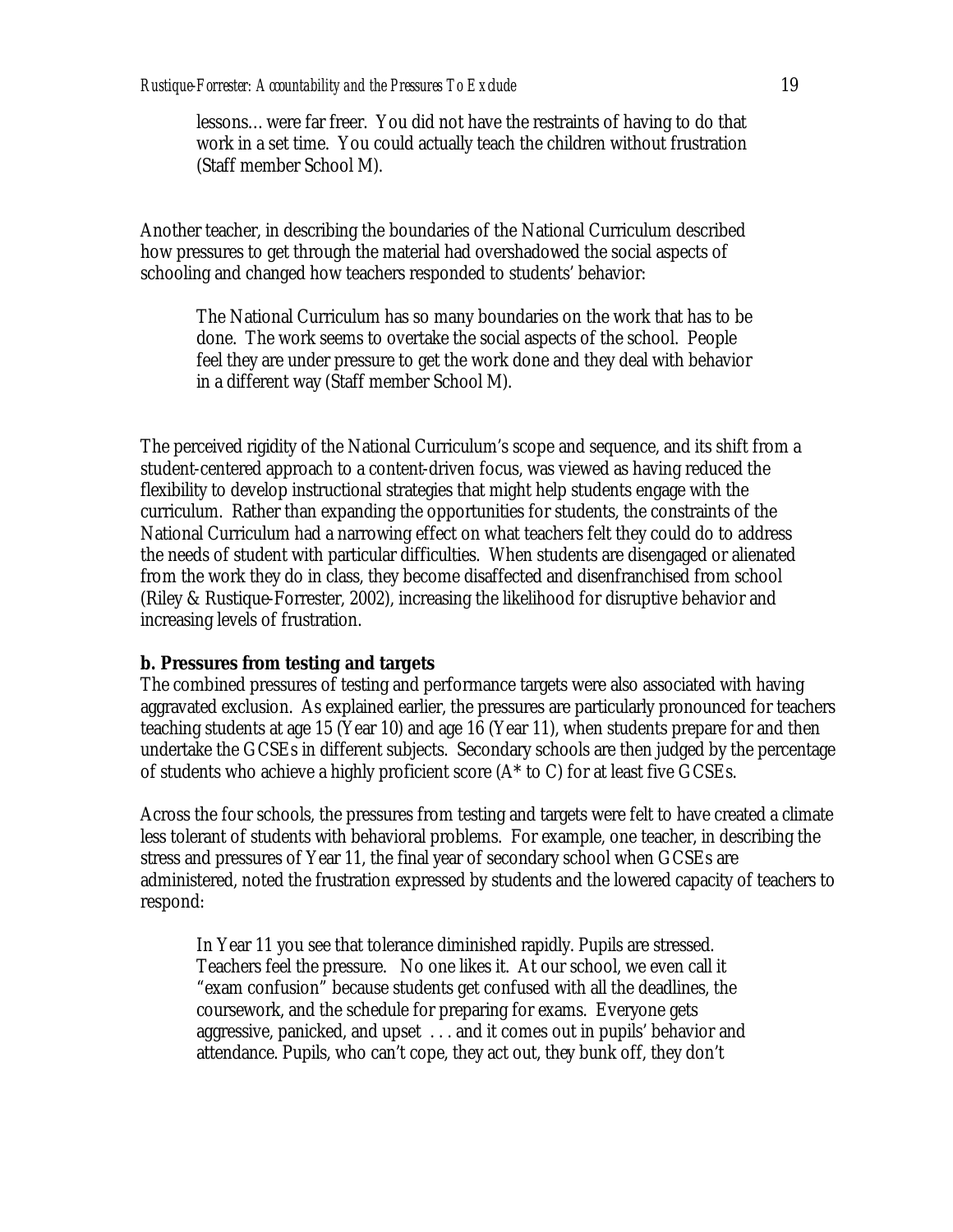> lessons… were far freer. You did not have the restraints of having to do that work in a set time. You could actually teach the children without frustration (Staff member School M).

Another teacher, in describing the boundaries of the National Curriculum described how pressures to get through the material had overshadowed the social aspects of schooling and changed how teachers responded to students' behavior:

> The National Curriculum has so many boundaries on the work that has to be done. The work seems to overtake the social aspects of the school. People feel they are under pressure to get the work done and they deal with behavior in a different way (Staff member School M).

The perceived rigidity of the National Curriculum's scope and sequence, and its shift from a student-centered approach to a content-driven focus, was viewed as having reduced the flexibility to develop instructional strategies that might help students engage with the curriculum. Rather than expanding the opportunities for students, the constraints of the National Curriculum had a narrowing effect on what teachers felt they could do to address the needs of student with particular difficulties. When students are disengaged or alienated from the work they do in class, they become disaffected and disenfranchised from school (Riley & Rustique-Forrester, 2002), increasing the likelihood for disruptive behavior and increasing levels of frustration.

**b. Pressures from testing and targets**

The combined pressures of testing and performance targets were also associated with having aggravated exclusion. As explained earlier, the pressures are particularly pronounced for teachers teaching students at age 15 (Year 10) and age 16 (Year 11), when students prepare for and then undertake the GCSEs in different subjects. Secondary schools are then judged by the percentage of students who achieve a highly proficient score (A* to C) for at least five GCSEs.

Across the four schools, the pressures from testing and targets were felt to have created a climate less tolerant of students with behavioral problems. For example, one teacher, in describing the stress and pressures of Year 11, the final year of secondary school when GCSEs are administered, noted the frustration expressed by students and the lowered capacity of teachers to respond:

> In Year 11 you see that tolerance diminished rapidly. Pupils are stressed. Teachers feel the pressure. No one likes it. At our school, we even call it "exam confusion" because students get confused with all the deadlines, the coursework, and the schedule for preparing for exams. Everyone gets aggressive, panicked, and upset . . . and it comes out in pupils' behavior and attendance. Pupils, who can't cope, they act out, they bunk off, they don't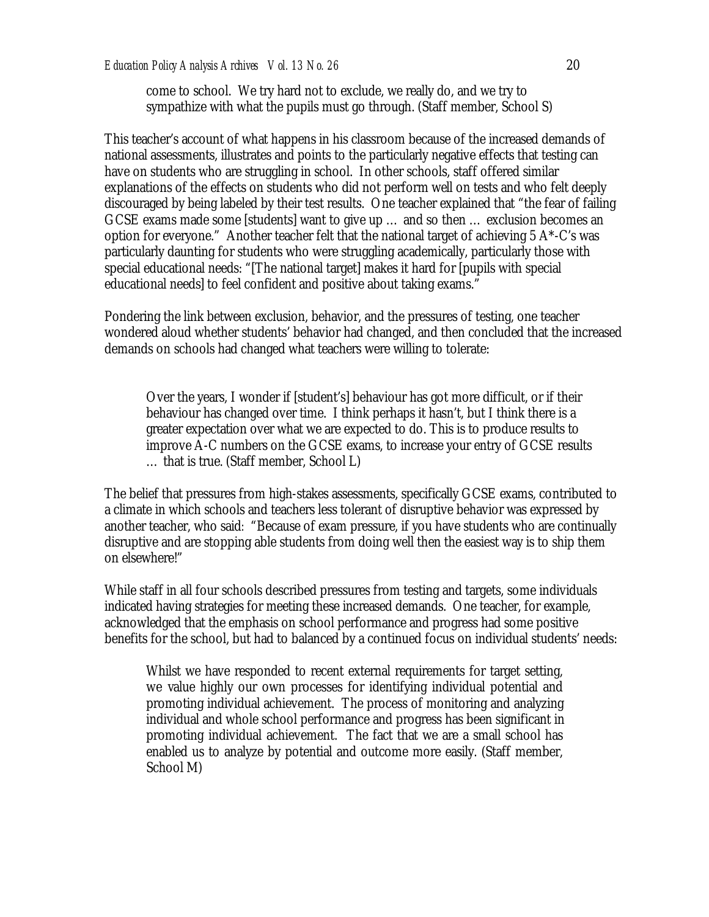> come to school. We try hard not to exclude, we really do, and we try to sympathize with what the pupils must go through. (Staff member, School S)

This teacher's account of what happens in his classroom because of the increased demands of national assessments, illustrates and points to the particularly negative effects that testing can have on students who are struggling in school. In other schools, staff offered similar explanations of the effects on students who did not perform well on tests and who felt deeply discouraged by being labeled by their test results. One teacher explained that "the fear of failing GCSE exams made some [students] want to give up … and so then … exclusion becomes an option for everyone." Another teacher felt that the national target of achieving 5 A*-C's was particularly daunting for students who were struggling academically, particularly those with special educational needs: "[The national target] makes it hard for [pupils with special educational needs] to feel confident and positive about taking exams."

Pondering the link between exclusion, behavior, and the pressures of testing, one teacher wondered aloud whether students' behavior had changed, and then concluded that the increased demands on schools had changed what teachers were willing to tolerate:

> Over the years, I wonder if [student's] behaviour has got more difficult, or if their behaviour has changed over time. I think perhaps it hasn't, but I think there is a greater expectation over what we are expected to do. This is to produce results to improve A-C numbers on the GCSE exams, to increase your entry of GCSE results … that is true. (Staff member, School L)

The belief that pressures from high-stakes assessments, specifically GCSE exams, contributed to a climate in which schools and teachers less tolerant of disruptive behavior was expressed by another teacher, who said: "Because of exam pressure, if you have students who are continually disruptive and are stopping able students from doing well then the easiest way is to ship them on elsewhere!"

While staff in all four schools described pressures from testing and targets, some individuals indicated having strategies for meeting these increased demands. One teacher, for example, acknowledged that the emphasis on school performance and progress had some positive benefits for the school, but had to balanced by a continued focus on individual students' needs:

> Whilst we have responded to recent external requirements for target setting, we value highly our own processes for identifying individual potential and promoting individual achievement. The process of monitoring and analyzing individual and whole school performance and progress has been significant in promoting individual achievement. The fact that we are a small school has enabled us to analyze by potential and outcome more easily. (Staff member, School M)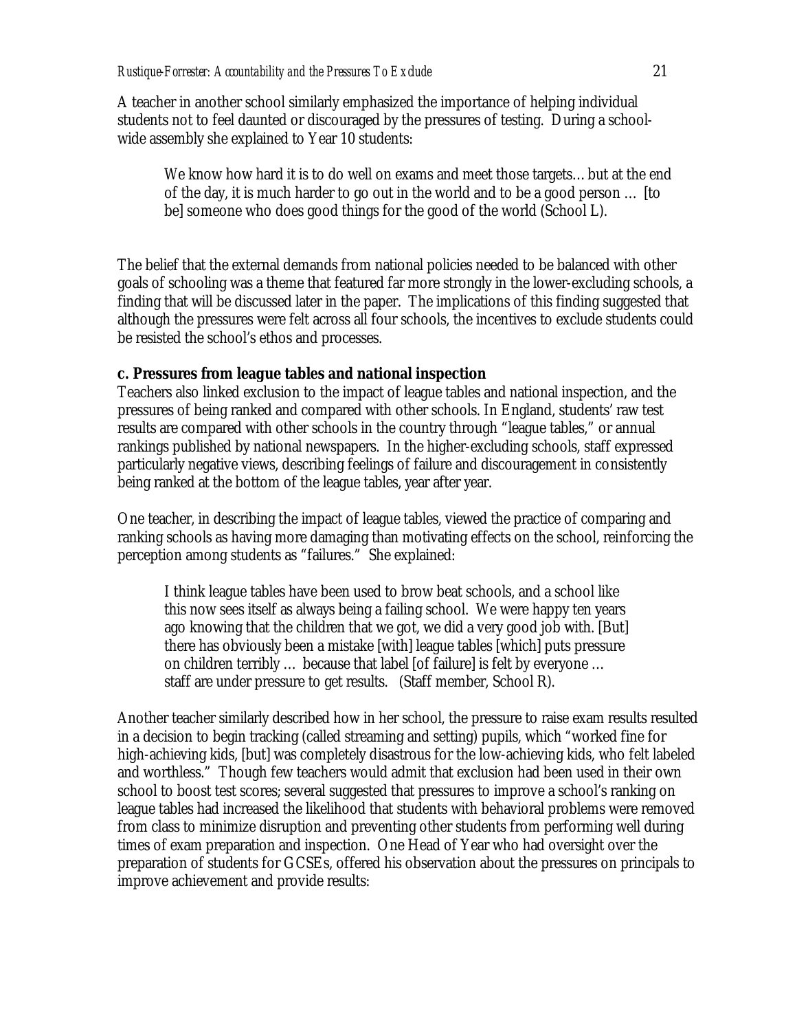A teacher in another school similarly emphasized the importance of helping individual students not to feel daunted or discouraged by the pressures of testing. During a school-wide assembly she explained to Year 10 students:

> We know how hard it is to do well on exams and meet those targets… but at the end of the day, it is much harder to go out in the world and to be a good person … [to be] someone who does good things for the good of the world (School L).

The belief that the external demands from national policies needed to be balanced with other goals of schooling was a theme that featured far more strongly in the lower-excluding schools, a finding that will be discussed later in the paper. The implications of this finding suggested that although the pressures were felt across all four schools, the incentives to exclude students could be resisted the school's ethos and processes.

**c. Pressures from league tables and national inspection**

Teachers also linked exclusion to the impact of league tables and national inspection, and the pressures of being ranked and compared with other schools. In England, students' raw test results are compared with other schools in the country through "league tables," or annual rankings published by national newspapers. In the higher-excluding schools, staff expressed particularly negative views, describing feelings of failure and discouragement in consistently being ranked at the bottom of the league tables, year after year.

One teacher, in describing the impact of league tables, viewed the practice of comparing and ranking schools as having more damaging than motivating effects on the school, reinforcing the perception among students as "failures." She explained:

> I think league tables have been used to brow beat schools, and a school like this now sees itself as always being a failing school. We were happy ten years ago knowing that the children that we got, we did a very good job with. [But] there has obviously been a mistake [with] league tables [which] puts pressure on children terribly … because that label [of failure] is felt by everyone … staff are under pressure to get results. (Staff member, School R).

Another teacher similarly described how in her school, the pressure to raise exam results resulted in a decision to begin tracking (called streaming and setting) pupils, which "worked fine for high-achieving kids, [but] was completely disastrous for the low-achieving kids, who felt labeled and worthless." Though few teachers would admit that exclusion had been used in their own school to boost test scores; several suggested that pressures to improve a school's ranking on league tables had increased the likelihood that students with behavioral problems were removed from class to minimize disruption and preventing other students from performing well during times of exam preparation and inspection. One Head of Year who had oversight over the preparation of students for GCSEs, offered his observation about the pressures on principals to improve achievement and provide results: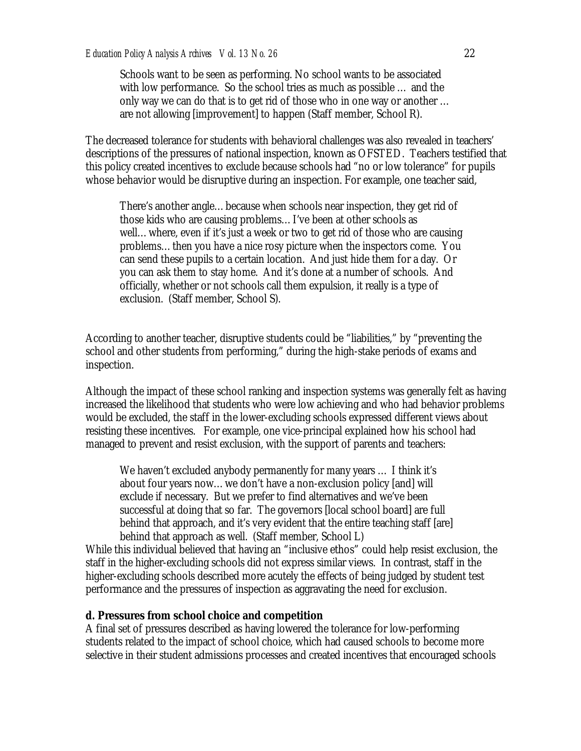> Schools want to be seen as performing. No school wants to be associated with low performance. So the school tries as much as possible … and the only way we can do that is to get rid of those who in one way or another … are not allowing [improvement] to happen (Staff member, School R).

The decreased tolerance for students with behavioral challenges was also revealed in teachers' descriptions of the pressures of national inspection, known as OFSTED. Teachers testified that this policy created incentives to exclude because schools had "no or low tolerance" for pupils whose behavior would be disruptive during an inspection. For example, one teacher said,

> There's another angle… because when schools near inspection, they get rid of those kids who are causing problems… I've been at other schools as well… where, even if it's just a week or two to get rid of those who are causing problems… then you have a nice rosy picture when the inspectors come. You can send these pupils to a certain location. And just hide them for a day. Or you can ask them to stay home. And it's done at a number of schools. And officially, whether or not schools call them expulsion, it really is a type of exclusion. (Staff member, School S).

According to another teacher, disruptive students could be "liabilities," by "preventing the school and other students from performing," during the high-stake periods of exams and inspection.

Although the impact of these school ranking and inspection systems was generally felt as having increased the likelihood that students who were low achieving and who had behavior problems would be excluded, the staff in the lower-excluding schools expressed different views about resisting these incentives. For example, one vice-principal explained how his school had managed to prevent and resist exclusion, with the support of parents and teachers:

> We haven't excluded anybody permanently for many years … I think it's about four years now… we don't have a non-exclusion policy [and] will exclude if necessary. But we prefer to find alternatives and we've been successful at doing that so far. The governors [local school board] are full behind that approach, and it's very evident that the entire teaching staff [are] behind that approach as well. (Staff member, School L)

While this individual believed that having an "inclusive ethos" could help resist exclusion, the staff in the higher-excluding schools did not express similar views. In contrast, staff in the higher-excluding schools described more acutely the effects of being judged by student test performance and the pressures of inspection as aggravating the need for exclusion.

**d. Pressures from school choice and competition**

A final set of pressures described as having lowered the tolerance for low-performing students related to the impact of school choice, which had caused schools to become more selective in their student admissions processes and created incentives that encouraged schools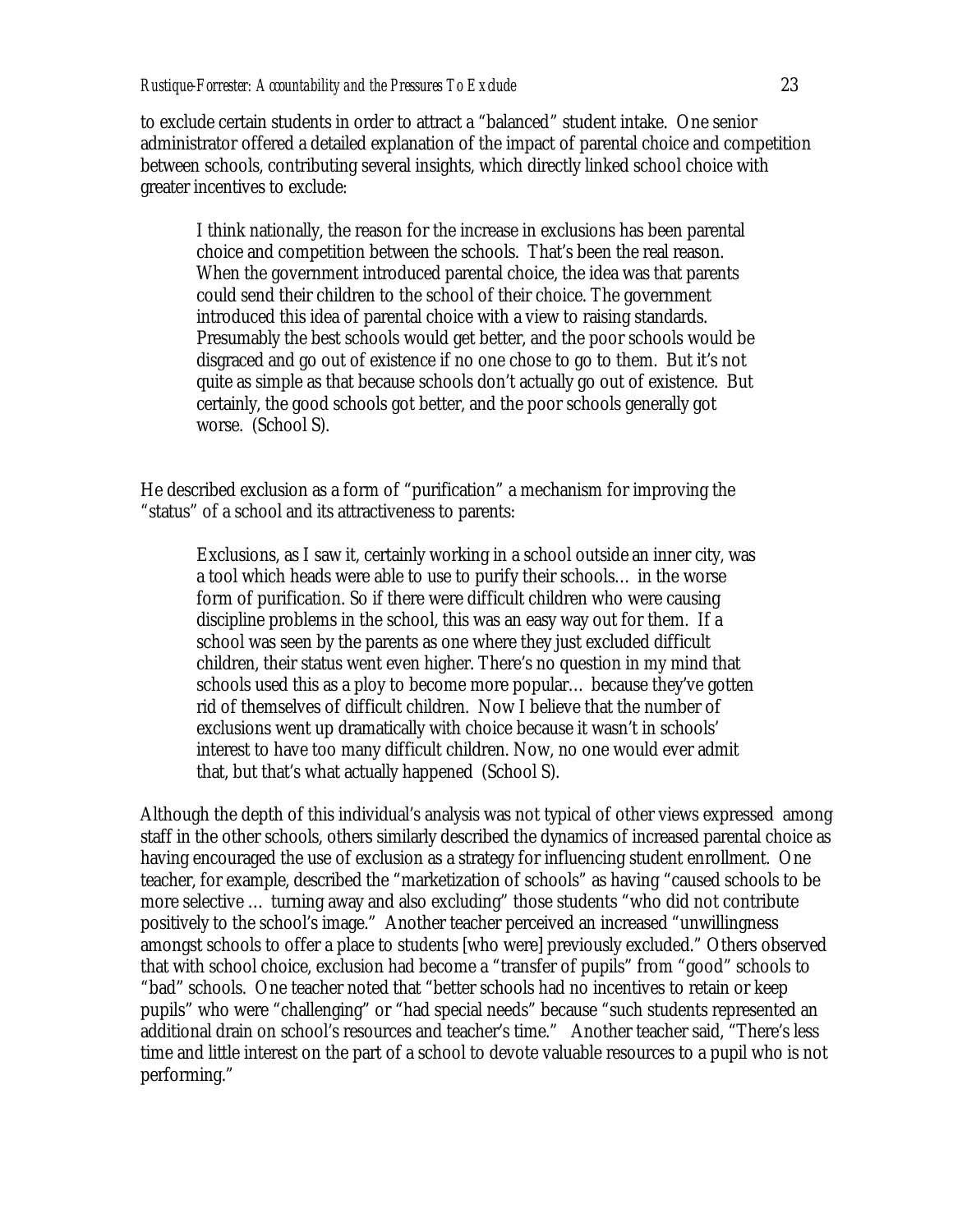to exclude certain students in order to attract a "balanced" student intake. One senior administrator offered a detailed explanation of the impact of parental choice and competition between schools, contributing several insights, which directly linked school choice with greater incentives to exclude:

> I think nationally, the reason for the increase in exclusions has been parental choice and competition between the schools. That's been the real reason. When the government introduced parental choice, the idea was that parents could send their children to the school of their choice. The government introduced this idea of parental choice with a view to raising standards. Presumably the best schools would get better, and the poor schools would be disgraced and go out of existence if no one chose to go to them. But it's not quite as simple as that because schools don't actually go out of existence. But certainly, the good schools got better, and the poor schools generally got worse. (School S).

He described exclusion as a form of "purification" a mechanism for improving the "status" of a school and its attractiveness to parents:

> Exclusions, as I saw it, certainly working in a school outside an inner city, was a tool which heads were able to use to purify their schools… in the worse form of purification. So if there were difficult children who were causing discipline problems in the school, this was an easy way out for them. If a school was seen by the parents as one where they just excluded difficult children, their status went even higher. There's no question in my mind that schools used this as a ploy to become more popular… because they've gotten rid of themselves of difficult children. Now I believe that the number of exclusions went up dramatically with choice because it wasn't in schools' interest to have too many difficult children. Now, no one would ever admit that, but that's what actually happened (School S).

Although the depth of this individual's analysis was not typical of other views expressed among staff in the other schools, others similarly described the dynamics of increased parental choice as having encouraged the use of exclusion as a strategy for influencing student enrollment. One teacher, for example, described the "marketization of schools" as having "caused schools to be more selective … turning away and also excluding" those students "who did not contribute positively to the school's image." Another teacher perceived an increased "unwillingness amongst schools to offer a place to students [who were] previously excluded." Others observed that with school choice, exclusion had become a "transfer of pupils" from "good" schools to "bad" schools. One teacher noted that "better schools had no incentives to retain or keep pupils" who were "challenging" or "had special needs" because "such students represented an additional drain on school's resources and teacher's time." Another teacher said, "There's less time and little interest on the part of a school to devote valuable resources to a pupil who is not performing."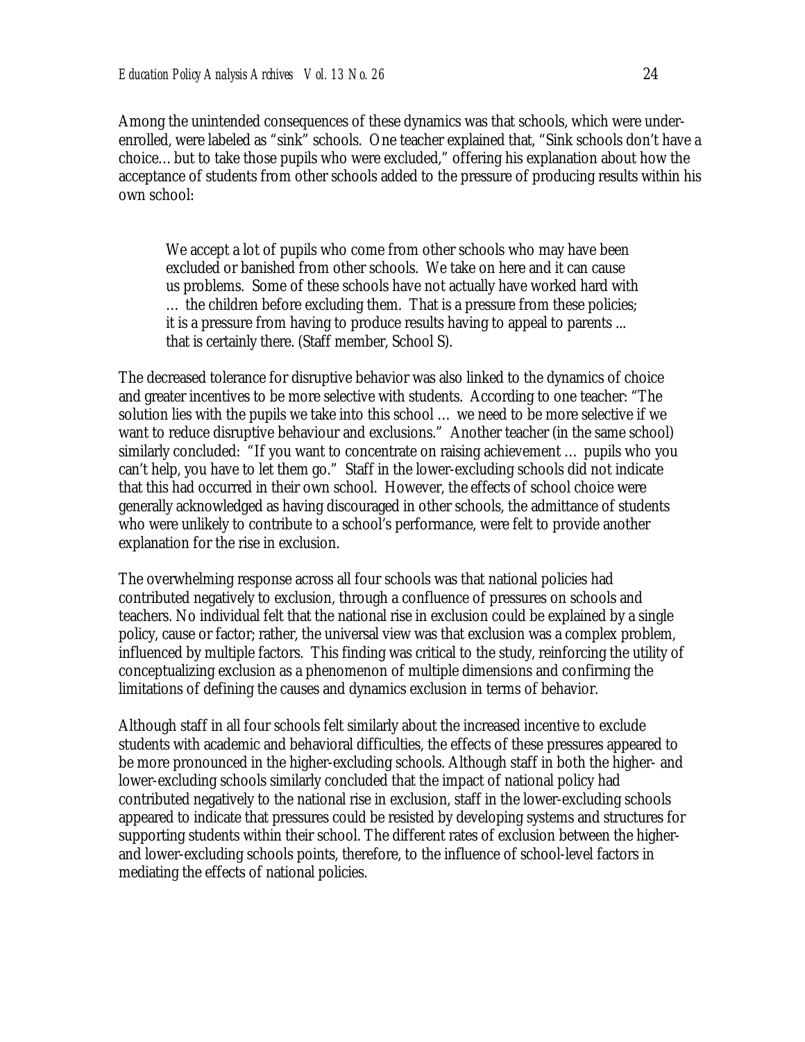Among the unintended consequences of these dynamics was that schools, which were under-enrolled, were labeled as "sink" schools. One teacher explained that, "Sink schools don't have a choice… but to take those pupils who were excluded," offering his explanation about how the acceptance of students from other schools added to the pressure of producing results within his own school:

> We accept a lot of pupils who come from other schools who may have been excluded or banished from other schools. We take on here and it can cause us problems. Some of these schools have not actually have worked hard with … the children before excluding them. That is a pressure from these policies; it is a pressure from having to produce results having to appeal to parents ... that is certainly there. (Staff member, School S).

The decreased tolerance for disruptive behavior was also linked to the dynamics of choice and greater incentives to be more selective with students. According to one teacher: "The solution lies with the pupils we take into this school … we need to be more selective if we want to reduce disruptive behaviour and exclusions." Another teacher (in the same school) similarly concluded: "If you want to concentrate on raising achievement … pupils who you can't help, you have to let them go." Staff in the lower-excluding schools did not indicate that this had occurred in their own school. However, the effects of school choice were generally acknowledged as having discouraged in other schools, the admittance of students who were unlikely to contribute to a school's performance, were felt to provide another explanation for the rise in exclusion.

The overwhelming response across all four schools was that national policies had contributed negatively to exclusion, through a confluence of pressures on schools and teachers. No individual felt that the national rise in exclusion could be explained by a single policy, cause or factor; rather, the universal view was that exclusion was a complex problem, influenced by multiple factors. This finding was critical to the study, reinforcing the utility of conceptualizing exclusion as a phenomenon of multiple dimensions and confirming the limitations of defining the causes and dynamics exclusion in terms of behavior.

Although staff in all four schools felt similarly about the increased incentive to exclude students with academic and behavioral difficulties, the effects of these pressures appeared to be more pronounced in the higher-excluding schools. Although staff in both the higher- and lower-excluding schools similarly concluded that the impact of national policy had contributed negatively to the national rise in exclusion, staff in the lower-excluding schools appeared to indicate that pressures could be resisted by developing systems and structures for supporting students within their school. The different rates of exclusion between the higher- and lower-excluding schools points, therefore, to the influence of school-level factors in mediating the effects of national policies.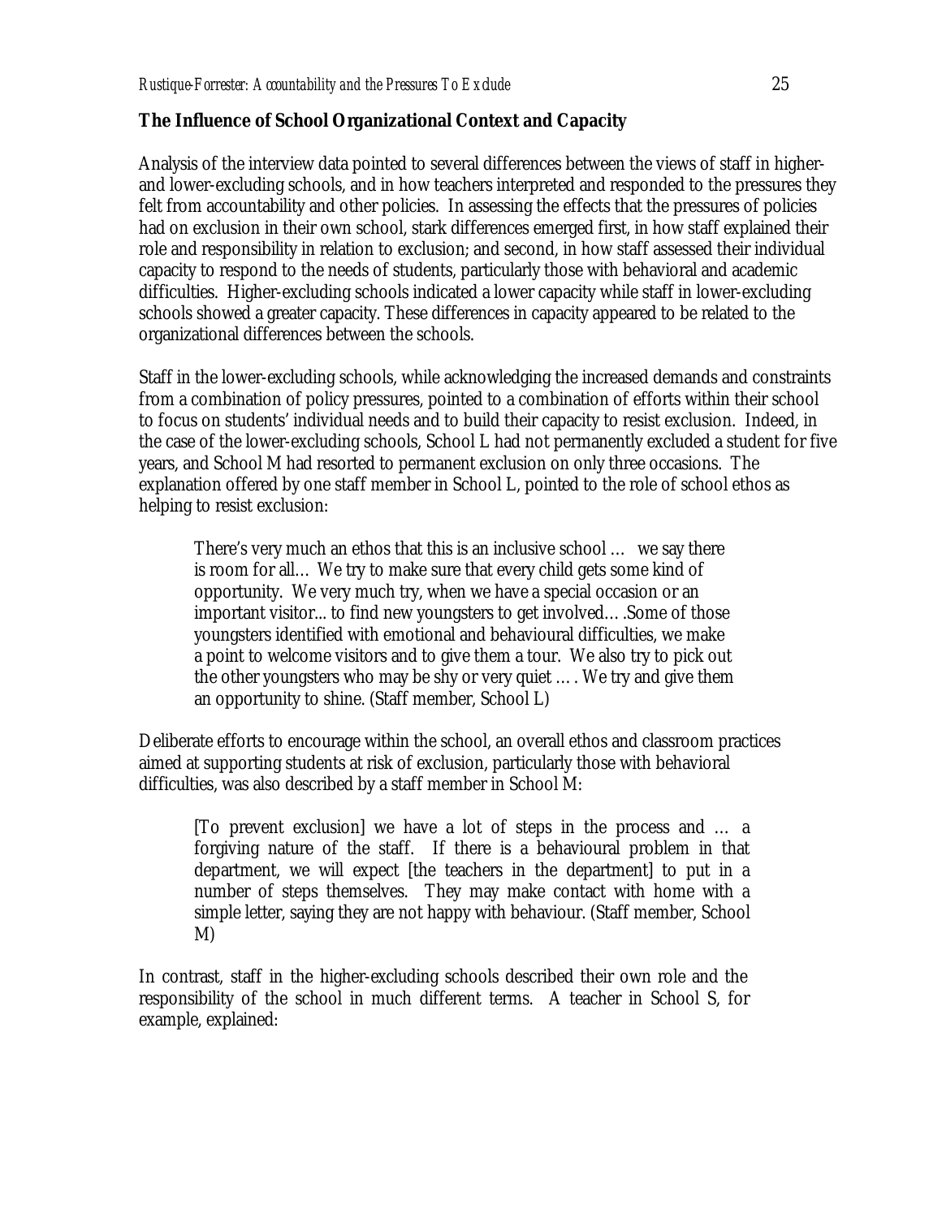### The Influence of School Organizational Context and Capacity

Analysis of the interview data pointed to several differences between the views of staff in higher- and lower-excluding schools, and in how teachers interpreted and responded to the pressures they felt from accountability and other policies. In assessing the effects that the pressures of policies had on exclusion in their own school, stark differences emerged first, in how staff explained their role and responsibility in relation to exclusion; and second, in how staff assessed their individual capacity to respond to the needs of students, particularly those with behavioral and academic difficulties. Higher-excluding schools indicated a lower capacity while staff in lower-excluding schools showed a greater capacity. These differences in capacity appeared to be related to the organizational differences between the schools.

Staff in the lower-excluding schools, while acknowledging the increased demands and constraints from a combination of policy pressures, pointed to a combination of efforts within their school to focus on students' individual needs and to build their capacity to resist exclusion. Indeed, in the case of the lower-excluding schools, School L had not permanently excluded a student for five years, and School M had resorted to permanent exclusion on only three occasions. The explanation offered by one staff member in School L, pointed to the role of school ethos as helping to resist exclusion:

> There's very much an ethos that this is an inclusive school … we say there is room for all… We try to make sure that every child gets some kind of opportunity. We very much try, when we have a special occasion or an important visitor... to find new youngsters to get involved… .Some of those youngsters identified with emotional and behavioural difficulties, we make a point to welcome visitors and to give them a tour. We also try to pick out the other youngsters who may be shy or very quiet … . We try and give them an opportunity to shine. (Staff member, School L)

Deliberate efforts to encourage within the school, an overall ethos and classroom practices aimed at supporting students at risk of exclusion, particularly those with behavioral difficulties, was also described by a staff member in School M:

> [To prevent exclusion] we have a lot of steps in the process and … a forgiving nature of the staff. If there is a behavioural problem in that department, we will expect [the teachers in the department] to put in a number of steps themselves. They may make contact with home with a simple letter, saying they are not happy with behaviour. (Staff member, School M)

In contrast, staff in the higher-excluding schools described their own role and the responsibility of the school in much different terms. A teacher in School S, for example, explained: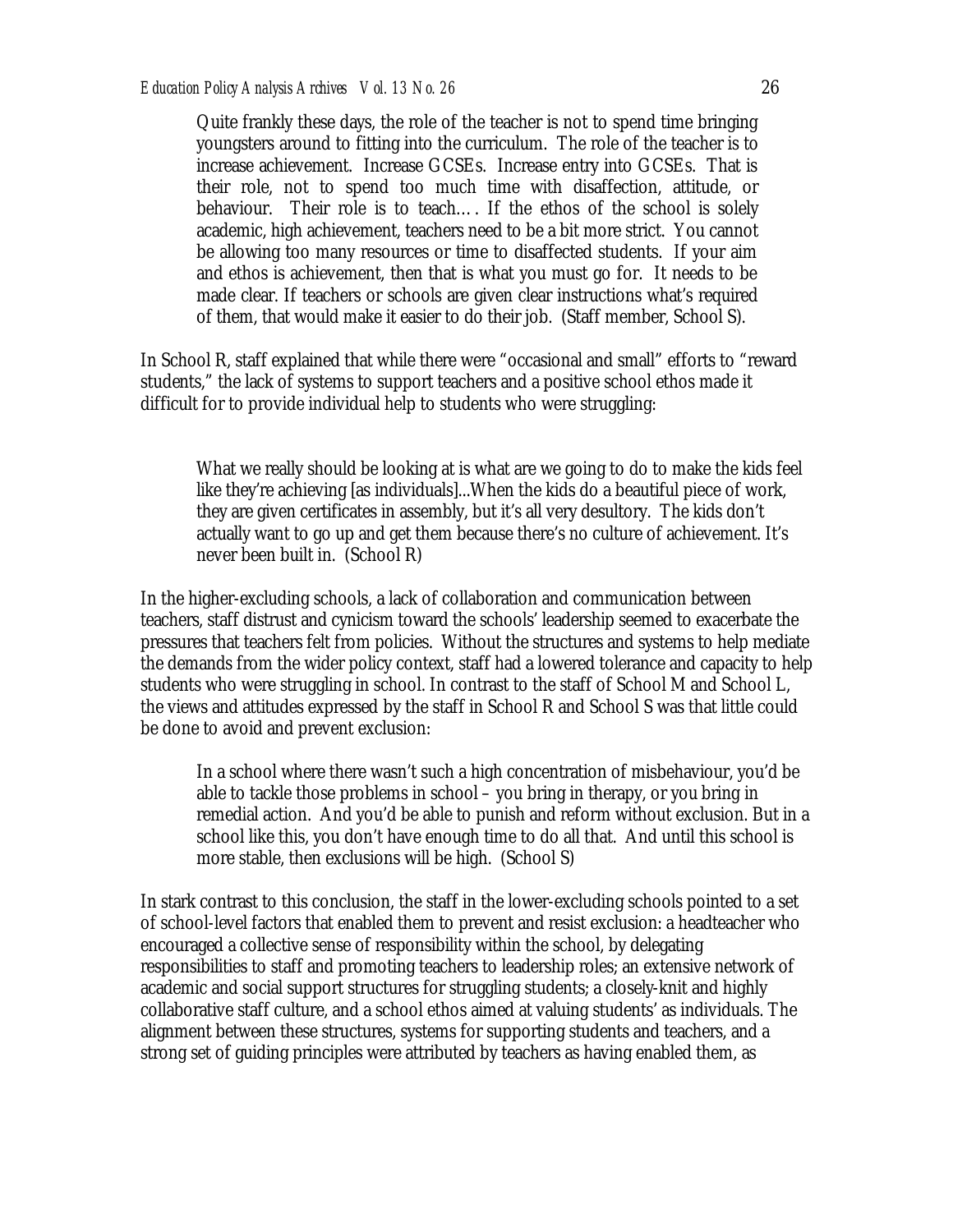> Quite frankly these days, the role of the teacher is not to spend time bringing youngsters around to fitting into the curriculum. The role of the teacher is to increase achievement. Increase GCSEs. Increase entry into GCSEs. That is their role, not to spend too much time with disaffection, attitude, or behaviour. Their role is to teach…. If the ethos of the school is solely academic, high achievement, teachers need to be a bit more strict. You cannot be allowing too many resources or time to disaffected students. If your aim and ethos is achievement, then that is what you must go for. It needs to be made clear. If teachers or schools are given clear instructions what's required of them, that would make it easier to do their job. (Staff member, School S).

In School R, staff explained that while there were "occasional and small" efforts to "reward students," the lack of systems to support teachers and a positive school ethos made it difficult for to provide individual help to students who were struggling:

> What we really should be looking at is what are we going to do to make the kids feel like they're achieving [as individuals]...When the kids do a beautiful piece of work, they are given certificates in assembly, but it's all very desultory. The kids don't actually want to go up and get them because there's no culture of achievement. It's never been built in. (School R)

In the higher-excluding schools, a lack of collaboration and communication between teachers, staff distrust and cynicism toward the schools' leadership seemed to exacerbate the pressures that teachers felt from policies. Without the structures and systems to help mediate the demands from the wider policy context, staff had a lowered tolerance and capacity to help students who were struggling in school. In contrast to the staff of School M and School L, the views and attitudes expressed by the staff in School R and School S was that little could be done to avoid and prevent exclusion:

> In a school where there wasn't such a high concentration of misbehaviour, you'd be able to tackle those problems in school – you bring in therapy, or you bring in remedial action. And you'd be able to punish and reform without exclusion. But in a school like this, you don't have enough time to do all that. And until this school is more stable, then exclusions will be high. (School S)

In stark contrast to this conclusion, the staff in the lower-excluding schools pointed to a set of school-level factors that enabled them to prevent and resist exclusion: a headteacher who encouraged a collective sense of responsibility within the school, by delegating responsibilities to staff and promoting teachers to leadership roles; an extensive network of academic and social support structures for struggling students; a closely-knit and highly collaborative staff culture, and a school ethos aimed at valuing students' as individuals. The alignment between these structures, systems for supporting students and teachers, and a strong set of guiding principles were attributed by teachers as having enabled them, as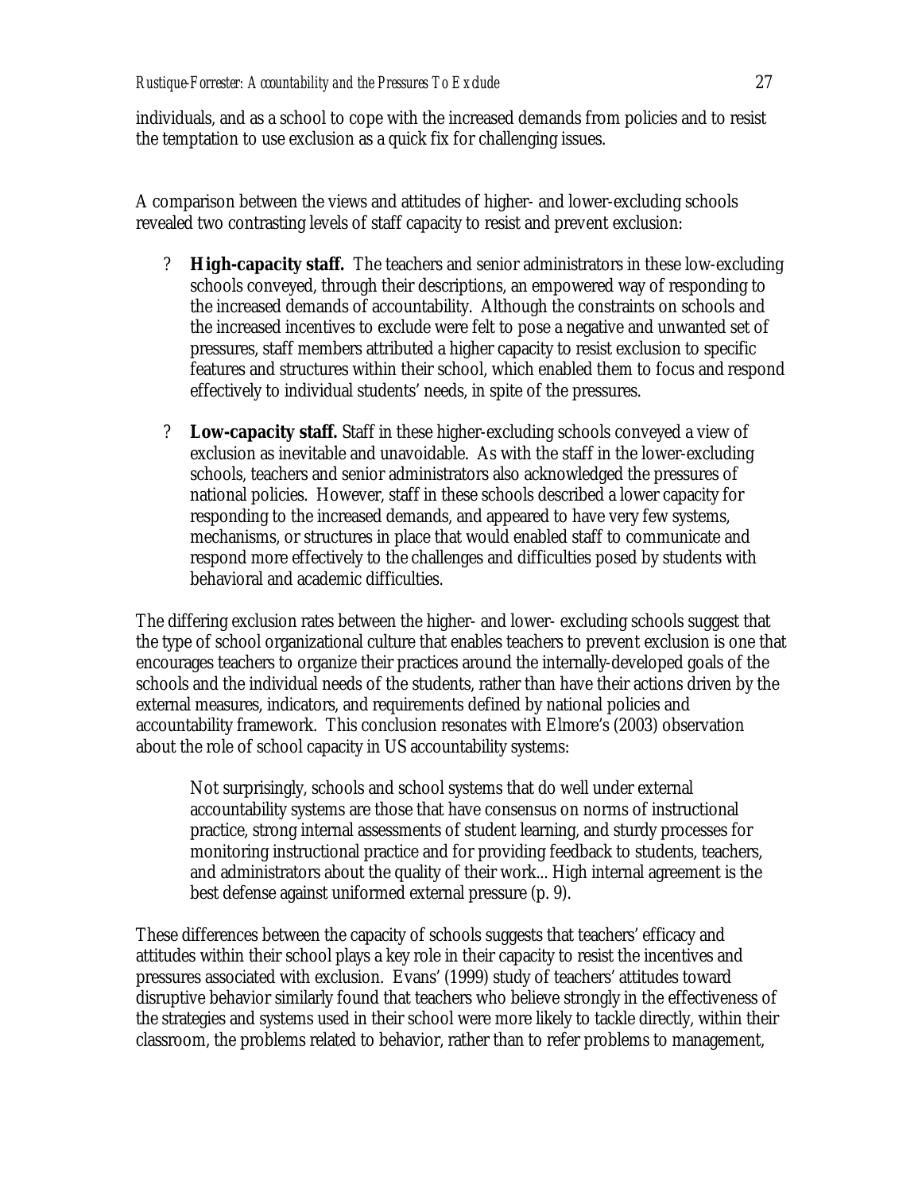individuals, and as a school to cope with the increased demands from policies and to resist the temptation to use exclusion as a quick fix for challenging issues.

A comparison between the views and attitudes of higher- and lower-excluding schools revealed two contrasting levels of staff capacity to resist and prevent exclusion:

- **High-capacity staff.** The teachers and senior administrators in these low-excluding schools conveyed, through their descriptions, an empowered way of responding to the increased demands of accountability. Although the constraints on schools and the increased incentives to exclude were felt to pose a negative and unwanted set of pressures, staff members attributed a higher capacity to resist exclusion to specific features and structures within their school, which enabled them to focus and respond effectively to individual students' needs, in spite of the pressures.
- **Low-capacity staff.** Staff in these higher-excluding schools conveyed a view of exclusion as inevitable and unavoidable. As with the staff in the lower-excluding schools, teachers and senior administrators also acknowledged the pressures of national policies. However, staff in these schools described a lower capacity for responding to the increased demands, and appeared to have very few systems, mechanisms, or structures in place that would enabled staff to communicate and respond more effectively to the challenges and difficulties posed by students with behavioral and academic difficulties.

The differing exclusion rates between the higher- and lower- excluding schools suggest that the type of school organizational culture that enables teachers to prevent exclusion is one that encourages teachers to organize their practices around the internally-developed goals of the schools and the individual needs of the students, rather than have their actions driven by the external measures, indicators, and requirements defined by national policies and accountability framework. This conclusion resonates with Elmore's (2003) observation about the role of school capacity in US accountability systems:

> Not surprisingly, schools and school systems that do well under external accountability systems are those that have consensus on norms of instructional practice, strong internal assessments of student learning, and sturdy processes for monitoring instructional practice and for providing feedback to students, teachers, and administrators about the quality of their work... High internal agreement is the best defense against uniformed external pressure (p. 9).

These differences between the capacity of schools suggests that teachers' efficacy and attitudes within their school plays a key role in their capacity to resist the incentives and pressures associated with exclusion. Evans' (1999) study of teachers' attitudes toward disruptive behavior similarly found that teachers who believe strongly in the effectiveness of the strategies and systems used in their school were more likely to tackle directly, within their classroom, the problems related to behavior, rather than to refer problems to management,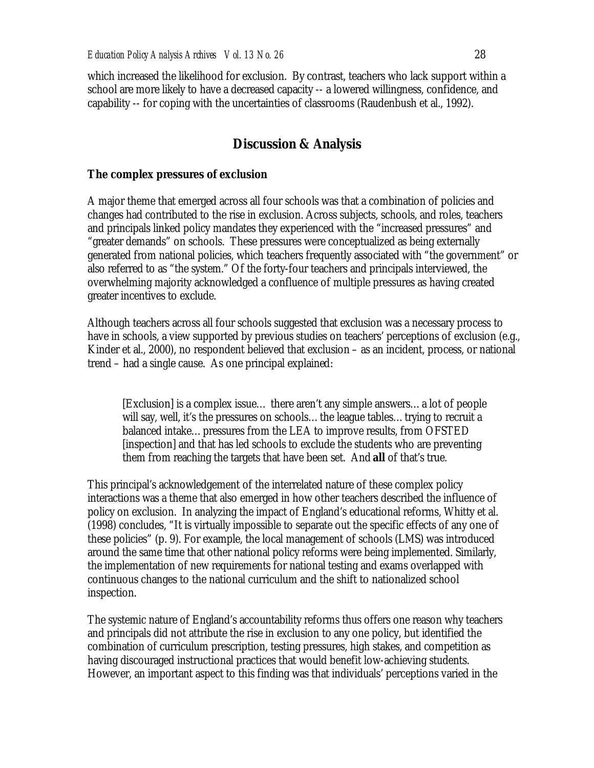which increased the likelihood for exclusion. By contrast, teachers who lack support within a school are more likely to have a decreased capacity -- a lowered willingness, confidence, and capability -- for coping with the uncertainties of classrooms (Raudenbush et al., 1992).

## Discussion & Analysis

### The complex pressures of exclusion

A major theme that emerged across all four schools was that a combination of policies and changes had contributed to the rise in exclusion. Across subjects, schools, and roles, teachers and principals linked policy mandates they experienced with the "increased pressures" and "greater demands" on schools. These pressures were conceptualized as being externally generated from national policies, which teachers frequently associated with "the government" or also referred to as "the system." Of the forty-four teachers and principals interviewed, the overwhelming majority acknowledged a confluence of multiple pressures as having created greater incentives to exclude.

Although teachers across all four schools suggested that exclusion was a necessary process to have in schools, a view supported by previous studies on teachers' perceptions of exclusion (e.g., Kinder et al., 2000), no respondent believed that exclusion – as an incident, process, or national trend – had a single cause. As one principal explained:

> [Exclusion] is a complex issue… there aren't any simple answers… a lot of people will say, well, it's the pressures on schools… the league tables… trying to recruit a balanced intake… pressures from the LEA to improve results, from OFSTED [inspection] and that has led schools to exclude the students who are preventing them from reaching the targets that have been set. And **all** of that's true.

This principal's acknowledgement of the interrelated nature of these complex policy interactions was a theme that also emerged in how other teachers described the influence of policy on exclusion. In analyzing the impact of England's educational reforms, Whitty et al. (1998) concludes, "It is virtually impossible to separate out the specific effects of any one of these policies" (p. 9). For example, the local management of schools (LMS) was introduced around the same time that other national policy reforms were being implemented. Similarly, the implementation of new requirements for national testing and exams overlapped with continuous changes to the national curriculum and the shift to nationalized school inspection.

The systemic nature of England's accountability reforms thus offers one reason why teachers and principals did not attribute the rise in exclusion to any one policy, but identified the combination of curriculum prescription, testing pressures, high stakes, and competition as having discouraged instructional practices that would benefit low-achieving students. However, an important aspect to this finding was that individuals' perceptions varied in the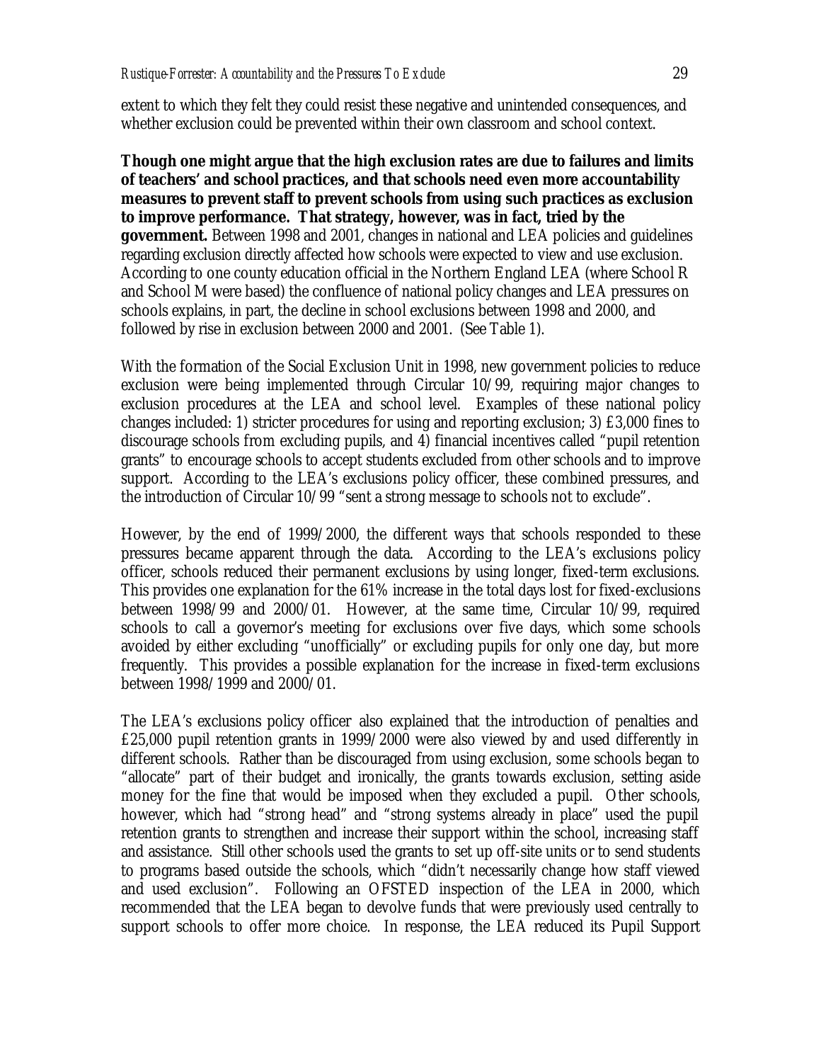extent to which they felt they could resist these negative and unintended consequences, and whether exclusion could be prevented within their own classroom and school context.

**Though one might argue that the high exclusion rates are due to failures and limits of teachers' and school practices, and that schools need even more accountability measures to prevent staff to prevent schools from using such practices as exclusion to improve performance. That strategy, however, was in fact, tried by the government.** Between 1998 and 2001, changes in national and LEA policies and guidelines regarding exclusion directly affected how schools were expected to view and use exclusion. According to one county education official in the Northern England LEA (where School R and School M were based) the confluence of national policy changes and LEA pressures on schools explains, in part, the decline in school exclusions between 1998 and 2000, and followed by rise in exclusion between 2000 and 2001. (See Table 1).

With the formation of the Social Exclusion Unit in 1998, new government policies to reduce exclusion were being implemented through Circular 10/99, requiring major changes to exclusion procedures at the LEA and school level. Examples of these national policy changes included: 1) stricter procedures for using and reporting exclusion; 3) £3,000 fines to discourage schools from excluding pupils, and 4) financial incentives called "pupil retention grants" to encourage schools to accept students excluded from other schools and to improve support. According to the LEA's exclusions policy officer, these combined pressures, and the introduction of Circular 10/99 "sent a strong message to schools not to exclude".

However, by the end of 1999/2000, the different ways that schools responded to these pressures became apparent through the data. According to the LEA's exclusions policy officer, schools reduced their permanent exclusions by using longer, fixed-term exclusions. This provides one explanation for the 61% increase in the total days lost for fixed-exclusions between 1998/99 and 2000/01. However, at the same time, Circular 10/99, required schools to call a governor's meeting for exclusions over five days, which some schools avoided by either excluding "unofficially" or excluding pupils for only one day, but more frequently. This provides a possible explanation for the increase in fixed-term exclusions between 1998/1999 and 2000/01.

The LEA's exclusions policy officer also explained that the introduction of penalties and £25,000 pupil retention grants in 1999/2000 were also viewed by and used differently in different schools. Rather than be discouraged from using exclusion, some schools began to "allocate" part of their budget and ironically, the grants towards exclusion, setting aside money for the fine that would be imposed when they excluded a pupil. Other schools, however, which had "strong head" and "strong systems already in place" used the pupil retention grants to strengthen and increase their support within the school, increasing staff and assistance. Still other schools used the grants to set up off-site units or to send students to programs based outside the schools, which "didn't necessarily change how staff viewed and used exclusion". Following an OFSTED inspection of the LEA in 2000, which recommended that the LEA began to devolve funds that were previously used centrally to support schools to offer more choice. In response, the LEA reduced its Pupil Support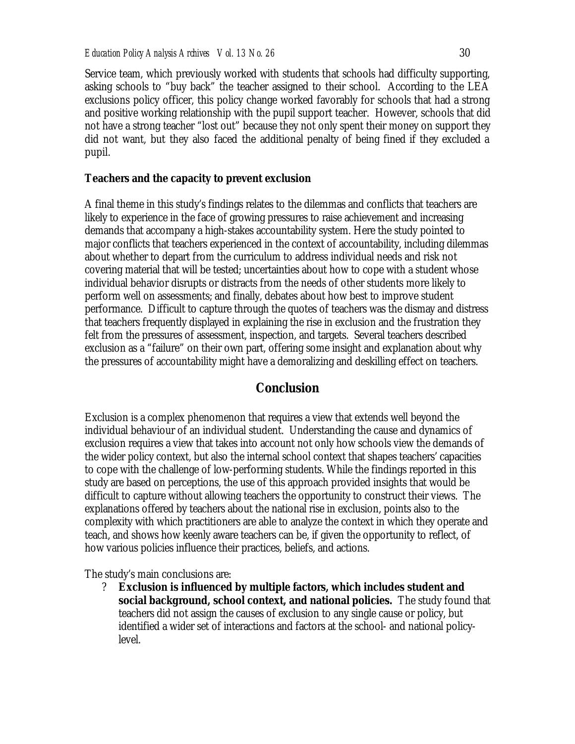Service team, which previously worked with students that schools had difficulty supporting, asking schools to "buy back" the teacher assigned to their school. According to the LEA exclusions policy officer, this policy change worked favorably for schools that had a strong and positive working relationship with the pupil support teacher. However, schools that did not have a strong teacher "lost out" because they not only spent their money on support they did not want, but they also faced the additional penalty of being fined if they excluded a pupil.

### Teachers and the capacity to prevent exclusion

A final theme in this study's findings relates to the dilemmas and conflicts that teachers are likely to experience in the face of growing pressures to raise achievement and increasing demands that accompany a high-stakes accountability system. Here the study pointed to major conflicts that teachers experienced in the context of accountability, including dilemmas about whether to depart from the curriculum to address individual needs and risk not covering material that will be tested; uncertainties about how to cope with a student whose individual behavior disrupts or distracts from the needs of other students more likely to perform well on assessments; and finally, debates about how best to improve student performance. Difficult to capture through the quotes of teachers was the dismay and distress that teachers frequently displayed in explaining the rise in exclusion and the frustration they felt from the pressures of assessment, inspection, and targets. Several teachers described exclusion as a "failure" on their own part, offering some insight and explanation about why the pressures of accountability might have a demoralizing and deskilling effect on teachers.

## Conclusion

Exclusion is a complex phenomenon that requires a view that extends well beyond the individual behaviour of an individual student. Understanding the cause and dynamics of exclusion requires a view that takes into account not only how schools view the demands of the wider policy context, but also the internal school context that shapes teachers' capacities to cope with the challenge of low-performing students. While the findings reported in this study are based on perceptions, the use of this approach provided insights that would be difficult to capture without allowing teachers the opportunity to construct their views. The explanations offered by teachers about the national rise in exclusion, points also to the complexity with which practitioners are able to analyze the context in which they operate and teach, and shows how keenly aware teachers can be, if given the opportunity to reflect, of how various policies influence their practices, beliefs, and actions.

The study's main conclusions are:

- **Exclusion is influenced by multiple factors, which includes student and social background, school context, and national policies.** The study found that teachers did not assign the causes of exclusion to any single cause or policy, but identified a wider set of interactions and factors at the school- and national policy-level.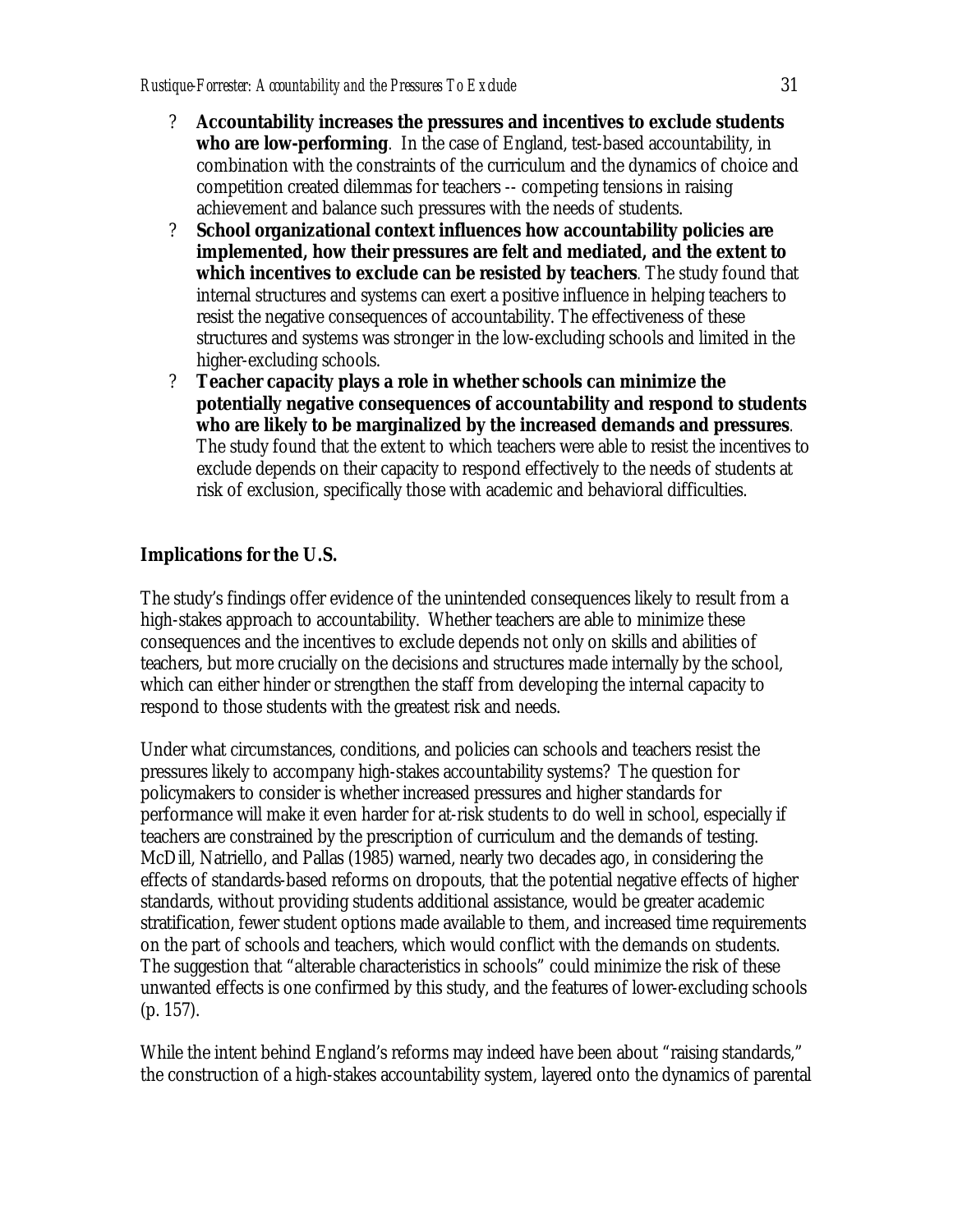- **Accountability increases the pressures and incentives to exclude students who are low-performing**. In the case of England, test-based accountability, in combination with the constraints of the curriculum and the dynamics of choice and competition created dilemmas for teachers -- competing tensions in raising achievement and balance such pressures with the needs of students.
- **School organizational context influences how accountability policies are implemented, how their pressures are felt and mediated, and the extent to which incentives to exclude can be resisted by teachers**. The study found that internal structures and systems can exert a positive influence in helping teachers to resist the negative consequences of accountability. The effectiveness of these structures and systems was stronger in the low-excluding schools and limited in the higher-excluding schools.
- **Teacher capacity plays a role in whether schools can minimize the potentially negative consequences of accountability and respond to students who are likely to be marginalized by the increased demands and pressures**. The study found that the extent to which teachers were able to resist the incentives to exclude depends on their capacity to respond effectively to the needs of students at risk of exclusion, specifically those with academic and behavioral difficulties.

**Implications for the U.S.**

The study's findings offer evidence of the unintended consequences likely to result from a high-stakes approach to accountability. Whether teachers are able to minimize these consequences and the incentives to exclude depends not only on skills and abilities of teachers, but more crucially on the decisions and structures made internally by the school, which can either hinder or strengthen the staff from developing the internal capacity to respond to those students with the greatest risk and needs.

Under what circumstances, conditions, and policies can schools and teachers resist the pressures likely to accompany high-stakes accountability systems? The question for policymakers to consider is whether increased pressures and higher standards for performance will make it even harder for at-risk students to do well in school, especially if teachers are constrained by the prescription of curriculum and the demands of testing. McDill, Natriello, and Pallas (1985) warned, nearly two decades ago, in considering the effects of standards-based reforms on dropouts, that the potential negative effects of higher standards, without providing students additional assistance, would be greater academic stratification, fewer student options made available to them, and increased time requirements on the part of schools and teachers, which would conflict with the demands on students. The suggestion that "alterable characteristics in schools" could minimize the risk of these unwanted effects is one confirmed by this study, and the features of lower-excluding schools (p. 157).

While the intent behind England's reforms may indeed have been about "raising standards," the construction of a high-stakes accountability system, layered onto the dynamics of parental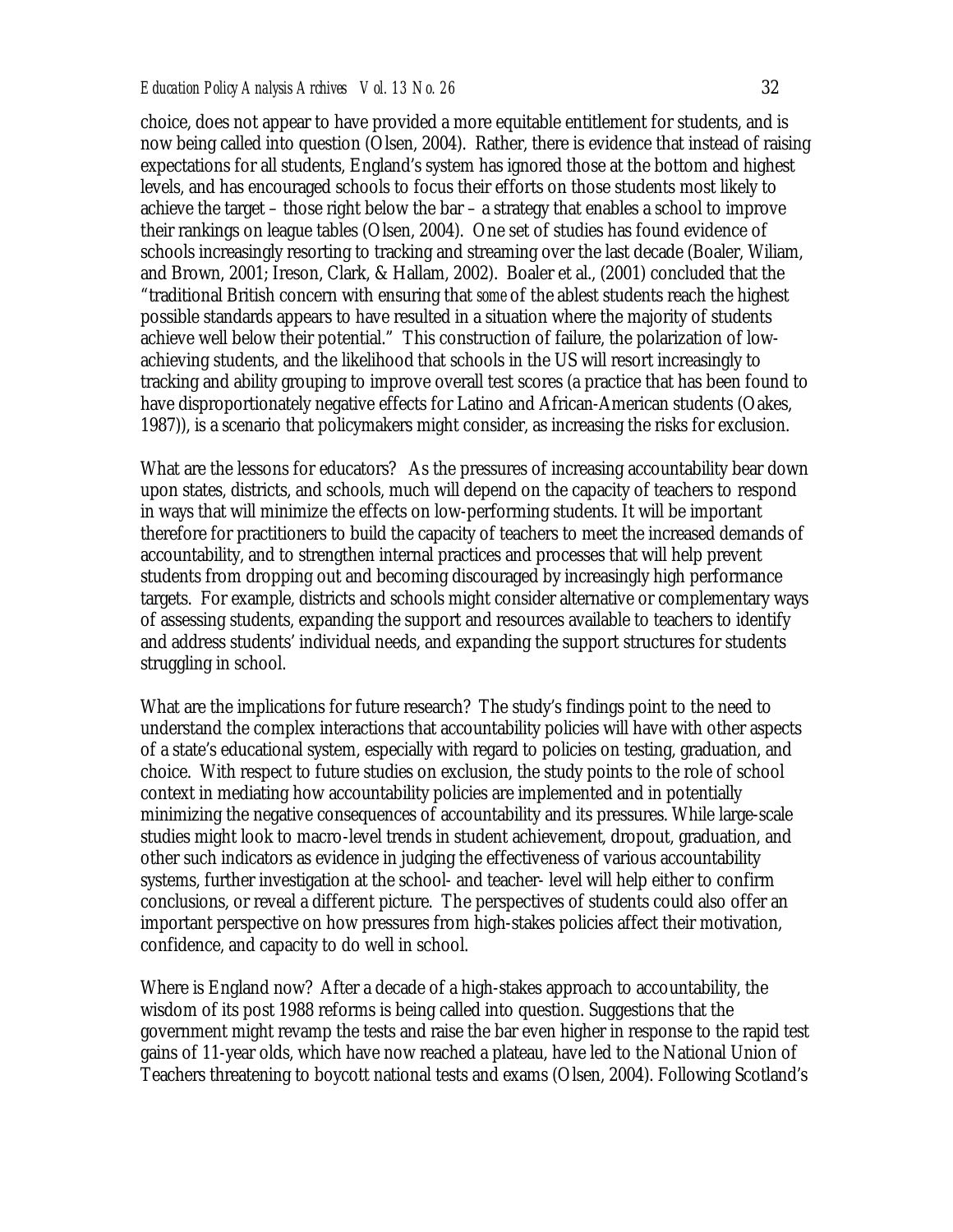choice, does not appear to have provided a more equitable entitlement for students, and is now being called into question (Olsen, 2004). Rather, there is evidence that instead of raising expectations for all students, England's system has ignored those at the bottom and highest levels, and has encouraged schools to focus their efforts on those students most likely to achieve the target – those right below the bar – a strategy that enables a school to improve their rankings on league tables (Olsen, 2004). One set of studies has found evidence of schools increasingly resorting to tracking and streaming over the last decade (Boaler, Wiliam, and Brown, 2001; Ireson, Clark, & Hallam, 2002). Boaler et al., (2001) concluded that the "traditional British concern with ensuring that *some* of the ablest students reach the highest possible standards appears to have resulted in a situation where the majority of students achieve well below their potential." This construction of failure, the polarization of low-achieving students, and the likelihood that schools in the US will resort increasingly to tracking and ability grouping to improve overall test scores (a practice that has been found to have disproportionately negative effects for Latino and African-American students (Oakes, 1987)), is a scenario that policymakers might consider, as increasing the risks for exclusion.

What are the lessons for educators? As the pressures of increasing accountability bear down upon states, districts, and schools, much will depend on the capacity of teachers to respond in ways that will minimize the effects on low-performing students. It will be important therefore for practitioners to build the capacity of teachers to meet the increased demands of accountability, and to strengthen internal practices and processes that will help prevent students from dropping out and becoming discouraged by increasingly high performance targets. For example, districts and schools might consider alternative or complementary ways of assessing students, expanding the support and resources available to teachers to identify and address students' individual needs, and expanding the support structures for students struggling in school.

What are the implications for future research? The study's findings point to the need to understand the complex interactions that accountability policies will have with other aspects of a state's educational system, especially with regard to policies on testing, graduation, and choice. With respect to future studies on exclusion, the study points to the role of school context in mediating how accountability policies are implemented and in potentially minimizing the negative consequences of accountability and its pressures. While large-scale studies might look to macro-level trends in student achievement, dropout, graduation, and other such indicators as evidence in judging the effectiveness of various accountability systems, further investigation at the school- and teacher- level will help either to confirm conclusions, or reveal a different picture. The perspectives of students could also offer an important perspective on how pressures from high-stakes policies affect their motivation, confidence, and capacity to do well in school.

Where is England now? After a decade of a high-stakes approach to accountability, the wisdom of its post 1988 reforms is being called into question. Suggestions that the government might revamp the tests and raise the bar even higher in response to the rapid test gains of 11-year olds, which have now reached a plateau, have led to the National Union of Teachers threatening to boycott national tests and exams (Olsen, 2004). Following Scotland's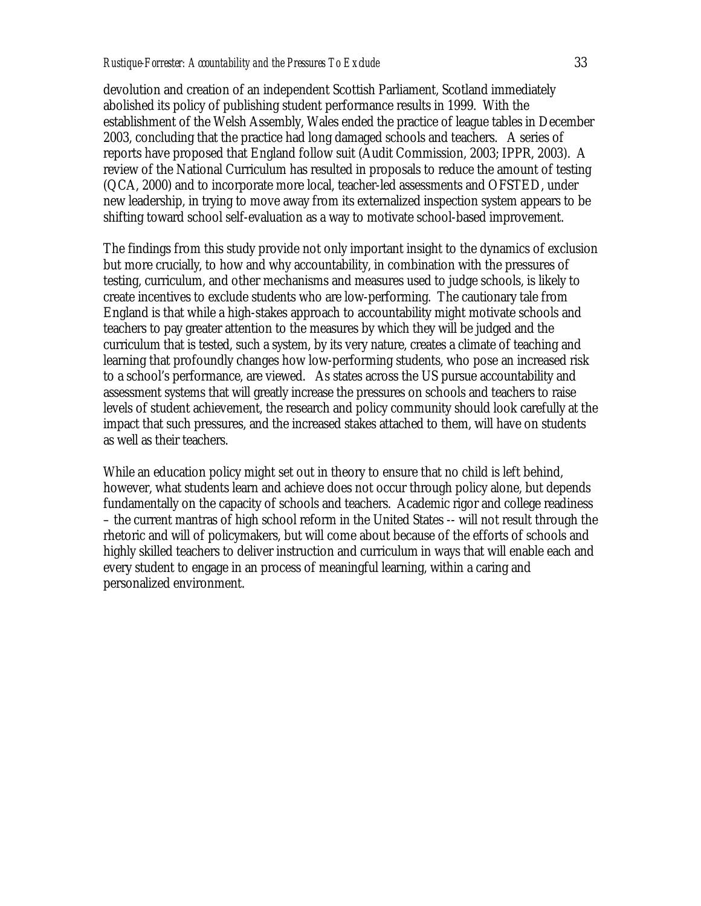devolution and creation of an independent Scottish Parliament, Scotland immediately abolished its policy of publishing student performance results in 1999. With the establishment of the Welsh Assembly, Wales ended the practice of league tables in December 2003, concluding that the practice had long damaged schools and teachers. A series of reports have proposed that England follow suit (Audit Commission, 2003; IPPR, 2003). A review of the National Curriculum has resulted in proposals to reduce the amount of testing (QCA, 2000) and to incorporate more local, teacher-led assessments and OFSTED, under new leadership, in trying to move away from its externalized inspection system appears to be shifting toward school self-evaluation as a way to motivate school-based improvement.

The findings from this study provide not only important insight to the dynamics of exclusion but more crucially, to how and why accountability, in combination with the pressures of testing, curriculum, and other mechanisms and measures used to judge schools, is likely to create incentives to exclude students who are low-performing. The cautionary tale from England is that while a high-stakes approach to accountability might motivate schools and teachers to pay greater attention to the measures by which they will be judged and the curriculum that is tested, such a system, by its very nature, creates a climate of teaching and learning that profoundly changes how low-performing students, who pose an increased risk to a school's performance, are viewed. As states across the US pursue accountability and assessment systems that will greatly increase the pressures on schools and teachers to raise levels of student achievement, the research and policy community should look carefully at the impact that such pressures, and the increased stakes attached to them, will have on students as well as their teachers.

While an education policy might set out in theory to ensure that no child is left behind, however, what students learn and achieve does not occur through policy alone, but depends fundamentally on the capacity of schools and teachers. Academic rigor and college readiness – the current mantras of high school reform in the United States -- will not result through the rhetoric and will of policymakers, but will come about because of the efforts of schools and highly skilled teachers to deliver instruction and curriculum in ways that will enable each and every student to engage in an process of meaningful learning, within a caring and personalized environment.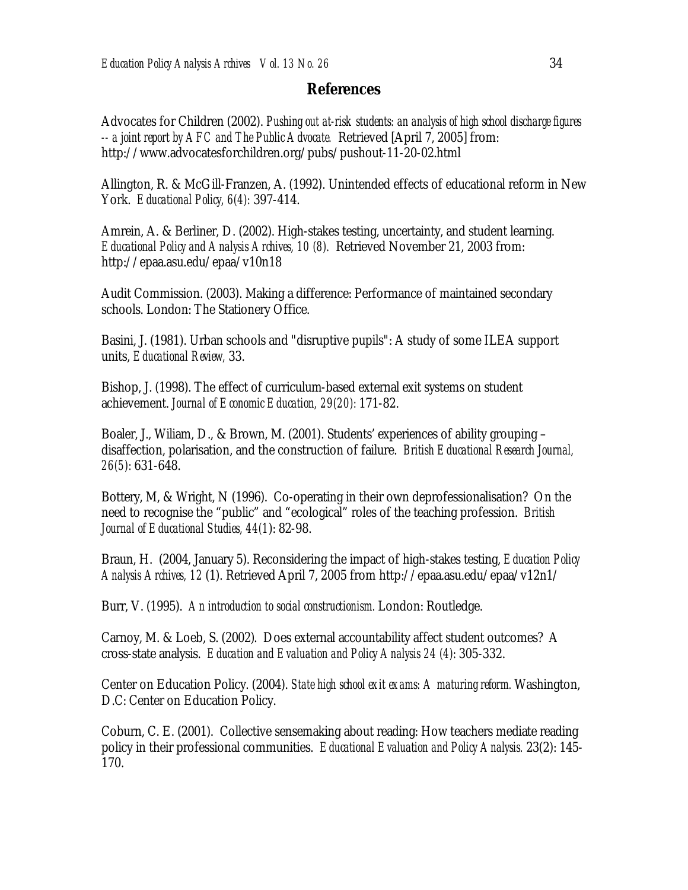## References

Advocates for Children (2002). *Pushing out at-risk students: an analysis of high school discharge figures -- a joint report by AFC and The Public Advocate.* Retrieved [April 7, 2005] from: http://www.advocatesforchildren.org/pubs/pushout-11-20-02.html

Allington, R. & McGill-Franzen, A. (1992). Unintended effects of educational reform in New York. *Educational Policy, 6(4)*: 397-414.

Amrein, A. & Berliner, D. (2002). High-stakes testing, uncertainty, and student learning. *Educational Policy and Analysis Archives, 10 (8).* Retrieved November 21, 2003 from: http://epaa.asu.edu/epaa/v10n18

Audit Commission. (2003). Making a difference: Performance of maintained secondary schools. London: The Stationery Office.

Basini, J. (1981). Urban schools and "disruptive pupils": A study of some ILEA support units, *Educational Review,* 33.

Bishop, J. (1998). The effect of curriculum-based external exit systems on student achievement. *Journal of Economic Education, 29(20)*: 171-82.

Boaler, J., Wiliam, D., & Brown, M. (2001). Students' experiences of ability grouping – disaffection, polarisation, and the construction of failure. *British Educational Research Journal, 26(5)*: 631-648.

Bottery, M, & Wright, N (1996). Co-operating in their own deprofessionalisation? On the need to recognise the "public" and "ecological" roles of the teaching profession. *British Journal of Educational Studies, 44(1)*: 82-98.

Braun, H. (2004, January 5). Reconsidering the impact of high-stakes testing, *Education Policy Analysis Archives, 12* (1). Retrieved April 7, 2005 from http://epaa.asu.edu/epaa/v12n1/

Burr, V. (1995). *An introduction to social constructionism.* London: Routledge.

Carnoy, M. & Loeb, S. (2002). Does external accountability affect student outcomes? A cross-state analysis. *Education and Evaluation and Policy Analysis 24 (4)*: 305-332.

Center on Education Policy. (2004). *State high school exit exams: A maturing reform.* Washington, D.C: Center on Education Policy.

Coburn, C. E. (2001). Collective sensemaking about reading: How teachers mediate reading policy in their professional communities. *Educational Evaluation and Policy Analysis.* 23(2): 145-170.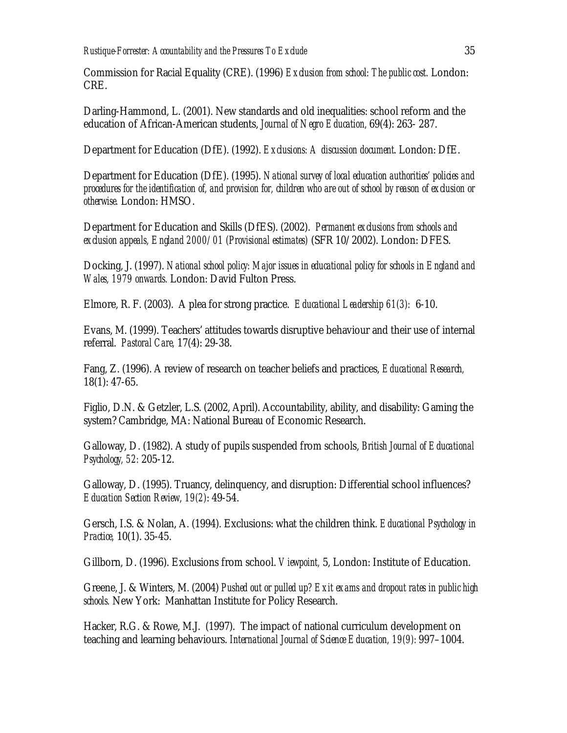Commission for Racial Equality (CRE). (1996) *Exclusion from school: The public cost.* London: CRE.

Darling-Hammond, L. (2001). New standards and old inequalities: school reform and the education of African-American students, *Journal of Negro Education,* 69(4): 263- 287.

Department for Education (DfE). (1992). *Exclusions: A discussion document*. London: DfE.

Department for Education (DfE). (1995). *National survey of local education authorities' policies and procedures for the identification of, and provision for, children who are out of school by reason of exclusion or otherwise.* London: HMSO.

Department for Education and Skills (DfES). (2002). *Permanent exclusions from schools and exclusion appeals, England 2000/01 (Provisional estimates)* (SFR 10/2002). London: DFES.

Docking, J. (1997). *National school policy: Major issues in educational policy for schools in England and Wales, 1979 onwards.* London: David Fulton Press.

Elmore, R. F. (2003). A plea for strong practice. *Educational Leadership 61(3):* 6-10.

Evans, M. (1999). Teachers' attitudes towards disruptive behaviour and their use of internal referral. *Pastoral Care,* 17(4): 29-38.

Fang, Z. (1996). A review of research on teacher beliefs and practices, *Educational Research,* 18(1): 47-65.

Figlio, D.N. & Getzler, L.S. (2002, April). Accountability, ability, and disability: Gaming the system? Cambridge, MA: National Bureau of Economic Research.

Galloway, D. (1982). A study of pupils suspended from schools, *British Journal of Educational Psychology, 52:* 205-12.

Galloway, D. (1995). Truancy, delinquency, and disruption: Differential school influences? *Education Section Review, 19(2)*: 49-54.

Gersch, I.S. & Nolan, A. (1994). Exclusions: what the children think. *Educational Psychology in Practice,* 10(1). 35-45.

Gillborn, D. (1996). Exclusions from school. *Viewpoint,* 5, London: Institute of Education.

Greene, J. & Winters, M. (2004) *Pushed out or pulled up? Exit exams and dropout rates in public high schools.* New York: Manhattan Institute for Policy Research.

Hacker, R.G. & Rowe, M.J. (1997). The impact of national curriculum development on teaching and learning behaviours. *International Journal of Science Education, 19(9):* 997–1004.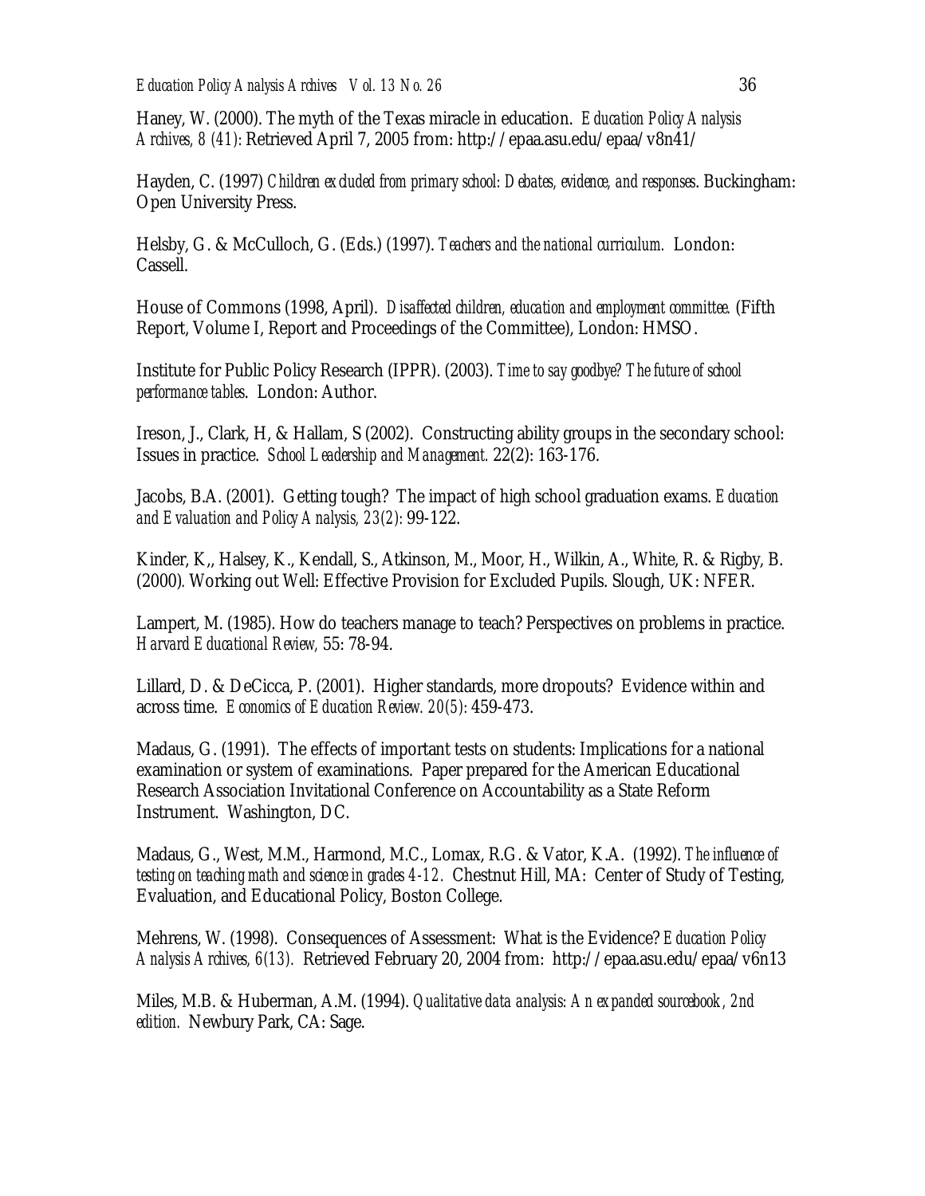Haney, W. (2000). The myth of the Texas miracle in education. *Education Policy Analysis Archives, 8 (41)*: Retrieved April 7, 2005 from: http://epaa.asu.edu/epaa/v8n41/

Hayden, C. (1997) *Children excluded from primary school: Debates, evidence, and responses*. Buckingham: Open University Press.

Helsby, G. & McCulloch, G. (Eds.) (1997). *Teachers and the national curriculum.* London: Cassell.

House of Commons (1998, April). *Disaffected children, education and employment committee.* (Fifth Report, Volume I, Report and Proceedings of the Committee), London: HMSO.

Institute for Public Policy Research (IPPR). (2003). *Time to say goodbye? The future of school performance tables*. London: Author.

Ireson, J., Clark, H, & Hallam, S (2002). Constructing ability groups in the secondary school: Issues in practice. *School Leadership and Management.* 22(2): 163-176.

Jacobs, B.A. (2001). Getting tough? The impact of high school graduation exams. *Education and Evaluation and Policy Analysis, 23(2)*: 99-122.

Kinder, K,, Halsey, K., Kendall, S., Atkinson, M., Moor, H., Wilkin, A., White, R. & Rigby, B. (2000). Working out Well: Effective Provision for Excluded Pupils. Slough, UK: NFER.

Lampert, M. (1985). How do teachers manage to teach? Perspectives on problems in practice. *Harvard Educational Review,* 55: 78-94.

Lillard, D. & DeCicca, P. (2001). Higher standards, more dropouts? Evidence within and across time. *Economics of Education Review. 20(5)*: 459-473.

Madaus, G. (1991). The effects of important tests on students: Implications for a national examination or system of examinations. Paper prepared for the American Educational Research Association Invitational Conference on Accountability as a State Reform Instrument. Washington, DC.

Madaus, G., West, M.M., Harmond, M.C., Lomax, R.G. & Vator, K.A. (1992). *The influence of testing on teaching math and science in grades 4-12.* Chestnut Hill, MA: Center of Study of Testing, Evaluation, and Educational Policy, Boston College.

Mehrens, W. (1998). Consequences of Assessment: What is the Evidence? *Education Policy Analysis Archives, 6(13).* Retrieved February 20, 2004 from: http://epaa.asu.edu/epaa/v6n13

Miles, M.B. & Huberman, A.M. (1994). *Qualitative data analysis: An expanded sourcebook, 2nd edition.* Newbury Park, CA: Sage.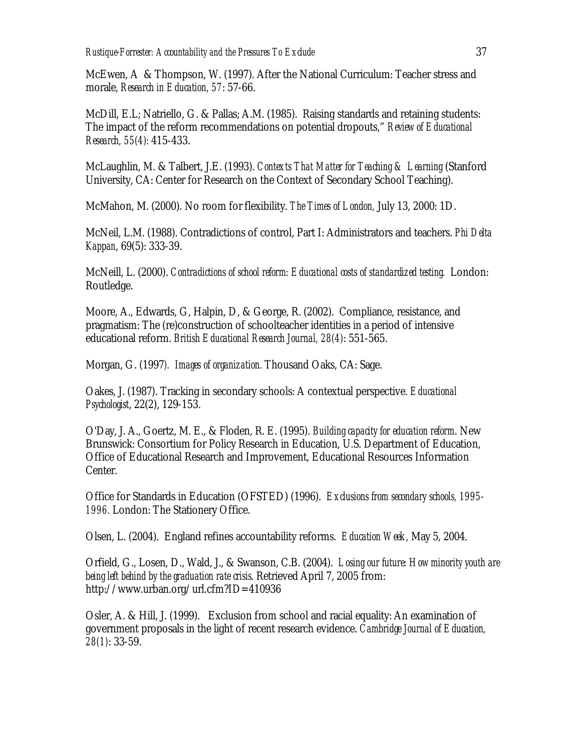McEwen, A & Thompson, W. (1997). After the National Curriculum: Teacher stress and morale, *Research in Education, 57*: 57-66.

McDill, E.L; Natriello, G. & Pallas; A.M. (1985). Raising standards and retaining students: The impact of the reform recommendations on potential dropouts," *Review of Educational Research, 55(4)*: 415-433.

McLaughlin, M. & Talbert, J.E. (1993). *Contexts That Matter for Teaching & Learning* (Stanford University, CA: Center for Research on the Context of Secondary School Teaching).

McMahon, M. (2000). No room for flexibility. *The Times of London,* July 13, 2000: 1D.

McNeil, L.M. (1988). Contradictions of control, Part I: Administrators and teachers. *Phi Delta Kappan*, 69(5): 333-39.

McNeill, L. (2000). *Contradictions of school reform: Educational costs of standardized testing.* London: Routledge.

Moore, A., Edwards, G, Halpin, D, & George, R. (2002). Compliance, resistance, and pragmatism: The (re)construction of schoolteacher identities in a period of intensive educational reform. *British Educational Research Journal, 28(4)*: 551-565.

Morgan, G. (1997). *Images of organization.* Thousand Oaks, CA: Sage.

Oakes, J. (1987). Tracking in secondary schools: A contextual perspective. *Educational Psychologist*, 22(2), 129-153.

O'Day, J. A., Goertz, M. E., & Floden, R. E. (1995). *Building capacity for education reform*. New Brunswick: Consortium for Policy Research in Education, U.S. Department of Education, Office of Educational Research and Improvement, Educational Resources Information Center.

Office for Standards in Education (OFSTED) (1996). *Exclusions from secondary schools, 1995-1996.* London: The Stationery Office.

Olsen, L. (2004). England refines accountability reforms. *Education Week,* May 5, 2004.

Orfield, G., Losen, D., Wald, J., & Swanson, C.B. (2004). *Losing our future: How minority youth are being left behind by the graduation rate crisis.* Retrieved April 7, 2005 from: http://www.urban.org/url.cfm?ID=410936

Osler, A. & Hill, J. (1999). Exclusion from school and racial equality: An examination of government proposals in the light of recent research evidence. *Cambridge Journal of Education, 28(1)*: 33-59.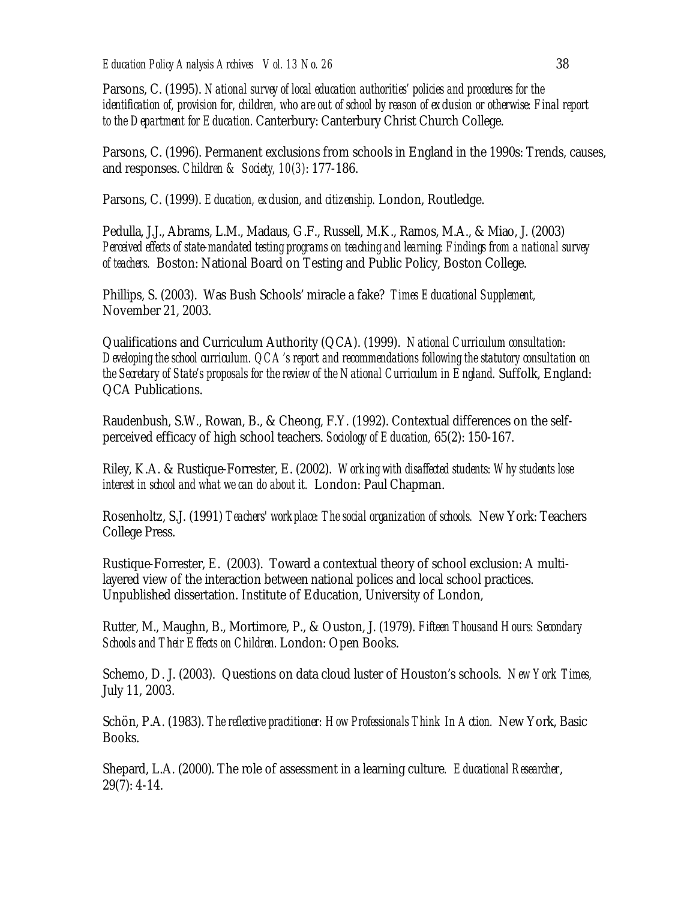Parsons, C. (1995). *National survey of local education authorities' policies and procedures for the identification of, provision for, children, who are out of school by reason of exclusion or otherwise: Final report to the Department for Education.* Canterbury: Canterbury Christ Church College.

Parsons, C. (1996). Permanent exclusions from schools in England in the 1990s: Trends, causes, and responses. *Children & Society, 10(3)*: 177-186.

Parsons, C. (1999). *Education, exclusion, and citizenship.* London, Routledge.

Pedulla, J.J., Abrams, L.M., Madaus, G.F., Russell, M.K., Ramos, M.A., & Miao, J. (2003) *Perceived effects of state-mandated testing programs on teaching and learning: Findings from a national survey of teachers.* Boston: National Board on Testing and Public Policy, Boston College.

Phillips, S. (2003). Was Bush Schools' miracle a fake? *Times Educational Supplement,* November 21, 2003.

Qualifications and Curriculum Authority (QCA). (1999). *National Curriculum consultation: Developing the school curriculum. QCA's report and recommendations following the statutory consultation on the Secretary of State's proposals for the review of the National Curriculum in England.* Suffolk, England: QCA Publications.

Raudenbush, S.W., Rowan, B., & Cheong, F.Y. (1992). Contextual differences on the self-perceived efficacy of high school teachers. *Sociology of Education,* 65(2): 150-167.

Riley, K.A. & Rustique-Forrester, E. (2002). *Working with disaffected students: Why students lose interest in school and what we can do about it.* London: Paul Chapman.

Rosenholtz, S.J. (1991) *Teachers' workplace: The social organization of schools.* New York: Teachers College Press.

Rustique-Forrester, E. (2003). Toward a contextual theory of school exclusion: A multi-layered view of the interaction between national polices and local school practices. Unpublished dissertation. Institute of Education, University of London,

Rutter, M., Maughn, B., Mortimore, P., & Ouston, J. (1979). *Fifteen Thousand Hours: Secondary Schools and Their Effects on Children.* London: Open Books.

Schemo, D. J. (2003). Questions on data cloud luster of Houston's schools. *New York Times,* July 11, 2003.

Schön, P.A. (1983). *The reflective practitioner: How Professionals Think In Action.* New York, Basic Books.

Shepard, L.A. (2000). The role of assessment in a learning culture. *Educational Researcher*, 29(7): 4-14.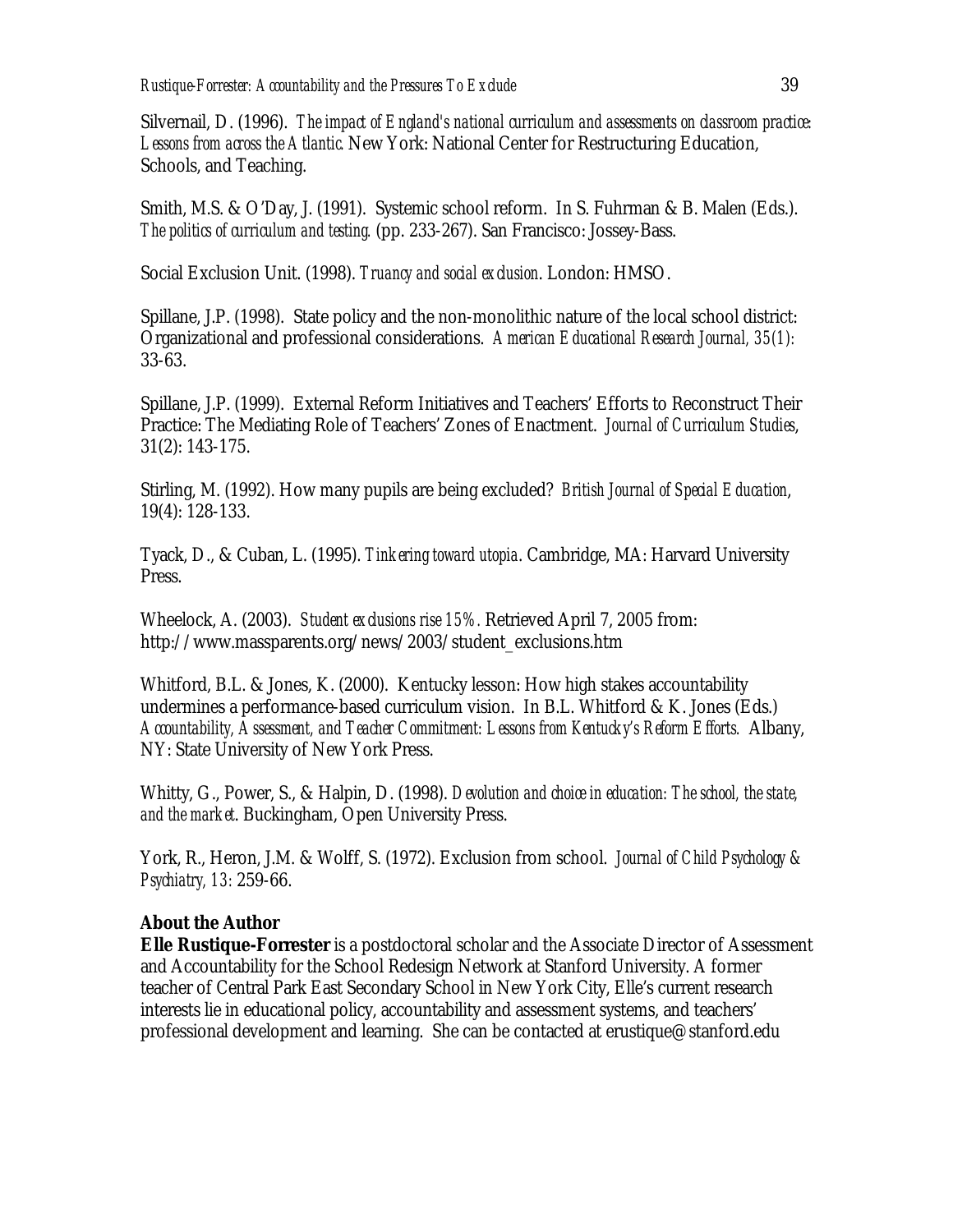Silvernail, D. (1996). *The impact of England's national curriculum and assessments on classroom practice: Lessons from across the Atlantic.* New York: National Center for Restructuring Education, Schools, and Teaching.

Smith, M.S. & O'Day, J. (1991). Systemic school reform. In S. Fuhrman & B. Malen (Eds.). *The politics of curriculum and testing.* (pp. 233-267). San Francisco: Jossey-Bass.

Social Exclusion Unit. (1998). *Truancy and social exclusion*. London: HMSO.

Spillane, J.P. (1998). State policy and the non-monolithic nature of the local school district: Organizational and professional considerations. *American Educational Research Journal, 35(1):* 33-63.

Spillane, J.P. (1999). External Reform Initiatives and Teachers' Efforts to Reconstruct Their Practice: The Mediating Role of Teachers' Zones of Enactment. *Journal of Curriculum Studies*, 31(2): 143-175.

Stirling, M. (1992). How many pupils are being excluded? *British Journal of Special Education*, 19(4): 128-133.

Tyack, D., & Cuban, L. (1995). *Tinkering toward utopia*. Cambridge, MA: Harvard University Press.

Wheelock, A. (2003). *Student exclusions rise 15%.* Retrieved April 7, 2005 from: http://www.massparents.org/news/2003/student_exclusions.htm

Whitford, B.L. & Jones, K. (2000). Kentucky lesson: How high stakes accountability undermines a performance-based curriculum vision. In B.L. Whitford & K. Jones (Eds.) *Accountability, Assessment, and Teacher Commitment: Lessons from Kentucky's Reform Efforts.* Albany, NY: State University of New York Press.

Whitty, G., Power, S., & Halpin, D. (1998). *Devolution and choice in education: The school, the state, and the market*. Buckingham, Open University Press.

York, R., Heron, J.M. & Wolff, S. (1972). Exclusion from school. *Journal of Child Psychology & Psychiatry, 13:* 259-66.

**About the Author**

**Elle Rustique-Forrester** is a postdoctoral scholar and the Associate Director of Assessment and Accountability for the School Redesign Network at Stanford University. A former teacher of Central Park East Secondary School in New York City, Elle's current research interests lie in educational policy, accountability and assessment systems, and teachers' professional development and learning. She can be contacted at erustique@stanford.edu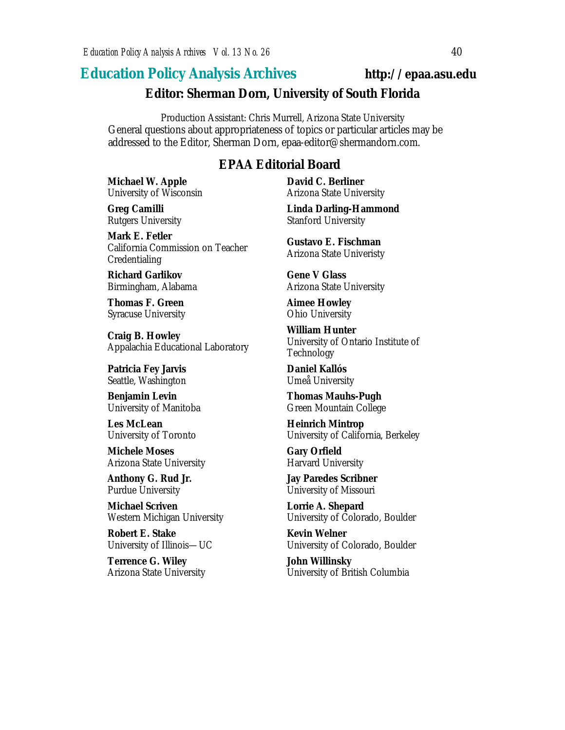# Education Policy Analysis Archives http://epaa.asu.edu

## Editor: Sherman Dorn, University of South Florida

Production Assistant: Chris Murrell, Arizona State University

General questions about appropriateness of topics or particular articles may be addressed to the Editor, Sherman Dorn, epaa-editor@shermandorn.com.

## EPAA Editorial Board

**Michael W. Apple**
University of Wisconsin

**David C. Berliner**
Arizona State University

**Greg Camilli**
Rutgers University

**Linda Darling-Hammond**
Stanford University

**Mark E. Fetler**
California Commission on Teacher Credentialing

**Gustavo E. Fischman**
Arizona State Univeristy

**Richard Garlikov**
Birmingham, Alabama

**Gene V Glass**
Arizona State University

**Thomas F. Green**
Syracuse University

**Aimee Howley**
Ohio University

**Craig B. Howley**
Appalachia Educational Laboratory

**William Hunter**
University of Ontario Institute of Technology

**Patricia Fey Jarvis**
Seattle, Washington

**Daniel Kallós**
Umeå University

**Benjamin Levin**
University of Manitoba

**Thomas Mauhs-Pugh**
Green Mountain College

**Les McLean**
University of Toronto

**Heinrich Mintrop**
University of California, Berkeley

**Michele Moses**
Arizona State University

**Gary Orfield**
Harvard University

**Anthony G. Rud Jr.**
Purdue University

**Jay Paredes Scribner**
University of Missouri

**Michael Scriven**
Western Michigan University

**Lorrie A. Shepard**
University of Colorado, Boulder

**Robert E. Stake**
University of Illinois—UC

**Kevin Welner**
University of Colorado, Boulder

**Terrence G. Wiley**
Arizona State University

**John Willinsky**
University of British Columbia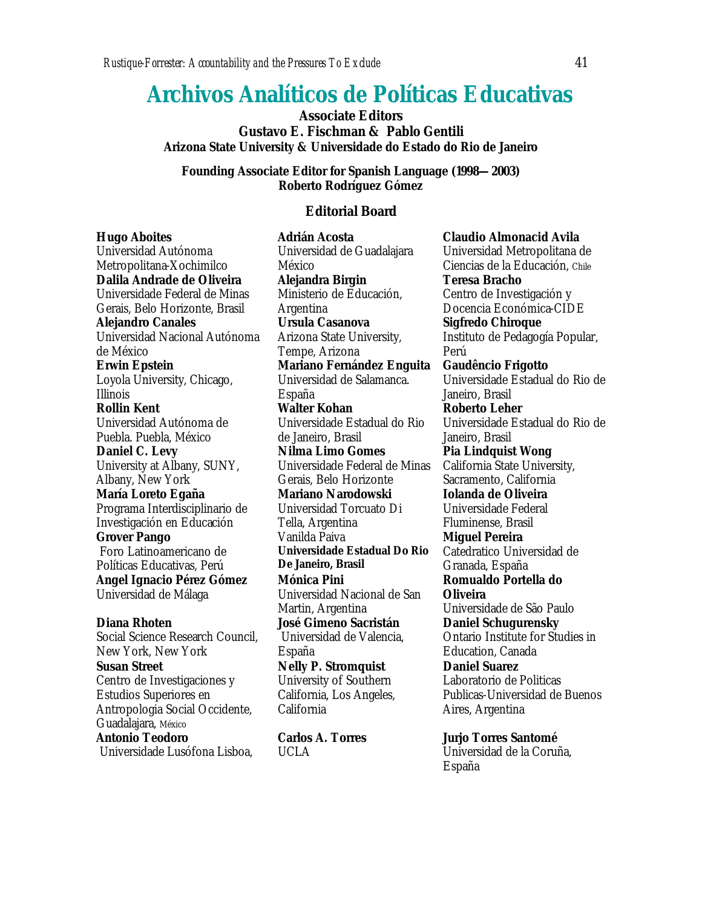# Archivos Analíticos de Políticas Educativas

**Associate Editors**
**Gustavo E. Fischman & Pablo Gentili**
**Arizona State University & Universidade do Estado do Rio de Janeiro**

**Founding Associate Editor for Spanish Language (1998—2003)**
**Roberto Rodríguez Gómez**

## Editorial Board

**Hugo Aboites**
Universidad Autónoma Metropolitana-Xochimilco

**Dalila Andrade de Oliveira**
Universidade Federal de Minas Gerais, Belo Horizonte, Brasil

**Alejandro Canales**
Universidad Nacional Autónoma de México

**Erwin Epstein**
Loyola University, Chicago, Illinois

**Rollin Kent**
Universidad Autónoma de Puebla. Puebla, México

**Daniel C. Levy**
University at Albany, SUNY, Albany, New York

**María Loreto Egaña**
Programa Interdisciplinario de Investigación en Educación

**Grover Pango**
Foro Latinoamericano de Políticas Educativas, Perú

**Angel Ignacio Pérez Gómez**
Universidad de Málaga

**Diana Rhoten**
Social Science Research Council, New York, New York

**Susan Street**
Centro de Investigaciones y Estudios Superiores en Antropologia Social Occidente, Guadalajara, México

**Antonio Teodoro**
Universidade Lusófona Lisboa,

**Adrián Acosta**
Universidad de Guadalajara México

**Alejandra Birgin**
Ministerio de Educación, Argentina

**Ursula Casanova**
Arizona State University, Tempe, Arizona

**Mariano Fernández Enguita**
Universidad de Salamanca. España

**Walter Kohan**
Universidade Estadual do Rio de Janeiro, Brasil

**Nilma Limo Gomes**
Universidade Federal de Minas Gerais, Belo Horizonte

**Mariano Narodowski**
Universidad Torcuato Di Tella, Argentina

Vanilda Paiva
**Universidade Estadual Do Rio De Janeiro, Brasil**

**Mónica Pini**
Universidad Nacional de San Martin, Argentina

**José Gimeno Sacristán**
Universidad de Valencia, España

**Nelly P. Stromquist**
University of Southern California, Los Angeles, California

**Carlos A. Torres**
UCLA

**Claudio Almonacid Avila**
Universidad Metropolitana de Ciencias de la Educación, Chile

**Teresa Bracho**
Centro de Investigación y Docencia Económica-CIDE

**Sigfredo Chiroque**
Instituto de Pedagogía Popular, Perú

**Gaudêncio Frigotto**
Universidade Estadual do Rio de Janeiro, Brasil

**Roberto Leher**
Universidade Estadual do Rio de Janeiro, Brasil

**Pia Lindquist Wong**
California State University, Sacramento, California

**Iolanda de Oliveira**
Universidade Federal Fluminense, Brasil

**Miguel Pereira**
Catedratico Universidad de Granada, España

**Romualdo Portella do Oliveira**
Universidade de São Paulo

**Daniel Schugurensky**
Ontario Institute for Studies in Education, Canada

**Daniel Suarez**
Laboratorio de Politicas Publicas-Universidad de Buenos Aires, Argentina

**Jurjo Torres Santomé**
Universidad de la Coruña, España